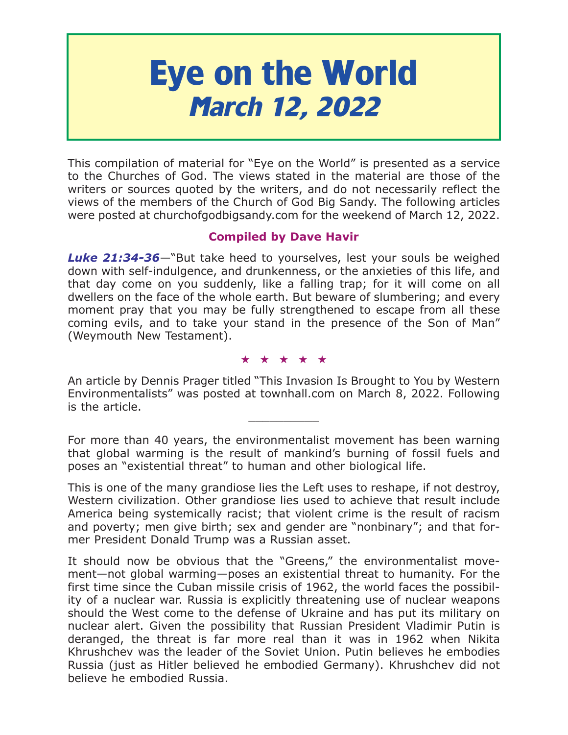# Eye on the World
## *March 12, 2022*

This compilation of material for "Eye on the World" is presented as a service to the Churches of God. The views stated in the material are those of the writers or sources quoted by the writers, and do not necessarily reflect the views of the members of the Church of God Big Sandy. The following articles were posted at churchofgodbigsandy.com for the weekend of March 12, 2022.

**Compiled by Dave Havir**

***Luke 21:34-36***—"But take heed to yourselves, lest your souls be weighed down with self-indulgence, and drunkenness, or the anxieties of this life, and that day come on you suddenly, like a falling trap; for it will come on all dwellers on the face of the whole earth. But beware of slumbering; and every moment pray that you may be fully strengthened to escape from all these coming evils, and to take your stand in the presence of the Son of Man" (Weymouth New Testament).

★ ★ ★ ★ ★

An article by Dennis Prager titled "This Invasion Is Brought to You by Western Environmentalists" was posted at townhall.com on March 8, 2022. Following is the article.

__________

For more than 40 years, the environmentalist movement has been warning that global warming is the result of mankind's burning of fossil fuels and poses an "existential threat" to human and other biological life.

This is one of the many grandiose lies the Left uses to reshape, if not destroy, Western civilization. Other grandiose lies used to achieve that result include America being systemically racist; that violent crime is the result of racism and poverty; men give birth; sex and gender are "nonbinary"; and that former President Donald Trump was a Russian asset.

It should now be obvious that the "Greens," the environmentalist movement—not global warming—poses an existential threat to humanity. For the first time since the Cuban missile crisis of 1962, the world faces the possibility of a nuclear war. Russia is explicitly threatening use of nuclear weapons should the West come to the defense of Ukraine and has put its military on nuclear alert. Given the possibility that Russian President Vladimir Putin is deranged, the threat is far more real than it was in 1962 when Nikita Khrushchev was the leader of the Soviet Union. Putin believes he embodies Russia (just as Hitler believed he embodied Germany). Khrushchev did not believe he embodied Russia.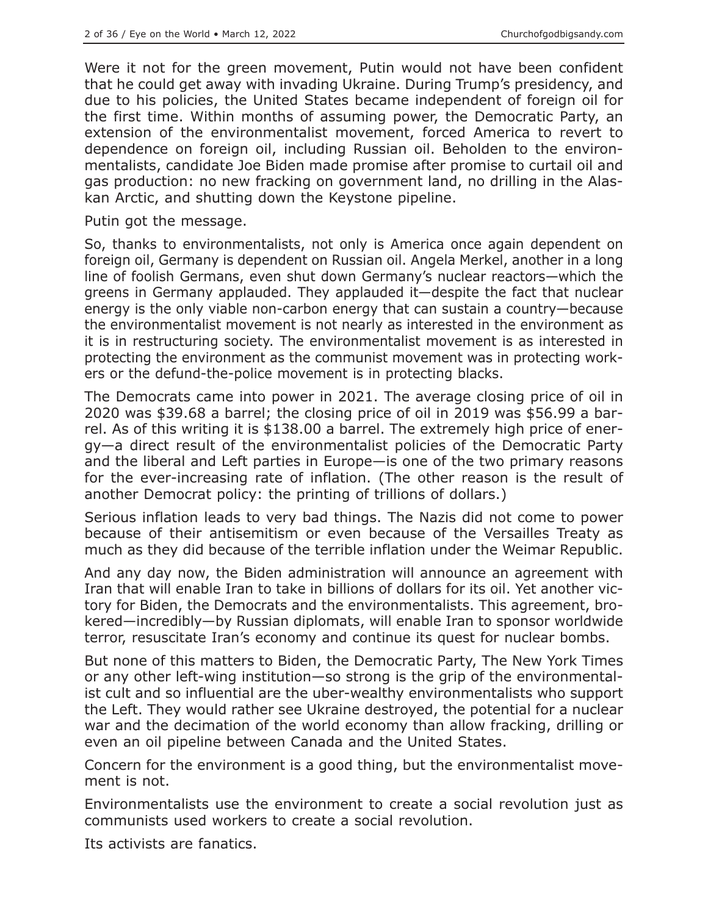Were it not for the green movement, Putin would not have been confident that he could get away with invading Ukraine. During Trump's presidency, and due to his policies, the United States became independent of foreign oil for the first time. Within months of assuming power, the Democratic Party, an extension of the environmentalist movement, forced America to revert to dependence on foreign oil, including Russian oil. Beholden to the environmentalists, candidate Joe Biden made promise after promise to curtail oil and gas production: no new fracking on government land, no drilling in the Alaskan Arctic, and shutting down the Keystone pipeline.

Putin got the message.

So, thanks to environmentalists, not only is America once again dependent on foreign oil, Germany is dependent on Russian oil. Angela Merkel, another in a long line of foolish Germans, even shut down Germany's nuclear reactors—which the greens in Germany applauded. They applauded it—despite the fact that nuclear energy is the only viable non-carbon energy that can sustain a country—because the environmentalist movement is not nearly as interested in the environment as it is in restructuring society. The environmentalist movement is as interested in protecting the environment as the communist movement was in protecting workers or the defund-the-police movement is in protecting blacks.

The Democrats came into power in 2021. The average closing price of oil in 2020 was $39.68 a barrel; the closing price of oil in 2019 was $56.99 a barrel. As of this writing it is $138.00 a barrel. The extremely high price of energy—a direct result of the environmentalist policies of the Democratic Party and the liberal and Left parties in Europe—is one of the two primary reasons for the ever-increasing rate of inflation. (The other reason is the result of another Democrat policy: the printing of trillions of dollars.)

Serious inflation leads to very bad things. The Nazis did not come to power because of their antisemitism or even because of the Versailles Treaty as much as they did because of the terrible inflation under the Weimar Republic.

And any day now, the Biden administration will announce an agreement with Iran that will enable Iran to take in billions of dollars for its oil. Yet another victory for Biden, the Democrats and the environmentalists. This agreement, brokered—incredibly—by Russian diplomats, will enable Iran to sponsor worldwide terror, resuscitate Iran's economy and continue its quest for nuclear bombs.

But none of this matters to Biden, the Democratic Party, The New York Times or any other left-wing institution—so strong is the grip of the environmentalist cult and so influential are the uber-wealthy environmentalists who support the Left. They would rather see Ukraine destroyed, the potential for a nuclear war and the decimation of the world economy than allow fracking, drilling or even an oil pipeline between Canada and the United States.

Concern for the environment is a good thing, but the environmentalist movement is not.

Environmentalists use the environment to create a social revolution just as communists used workers to create a social revolution.

Its activists are fanatics.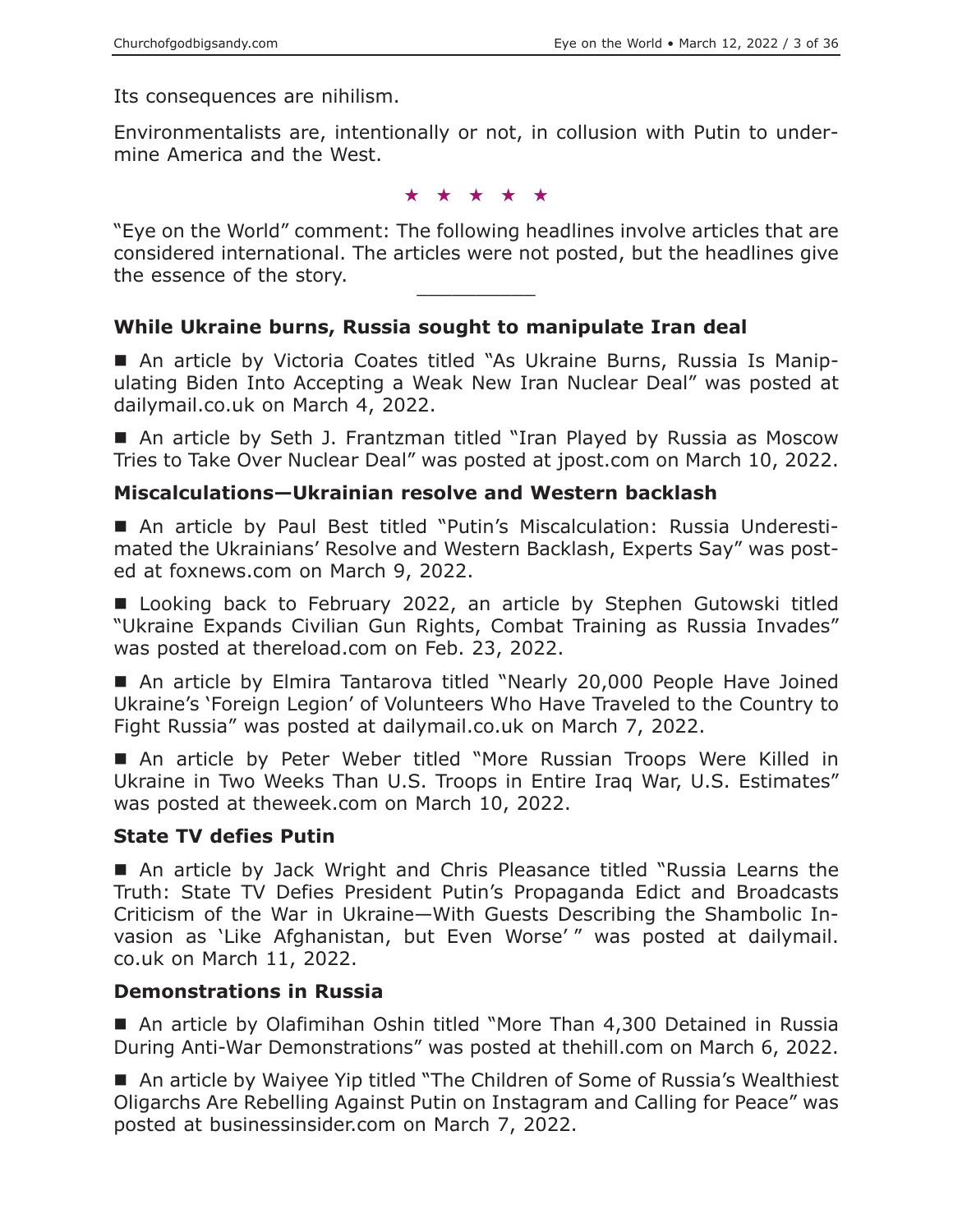Its consequences are nihilism.

Environmentalists are, intentionally or not, in collusion with Putin to undermine America and the West.

★ ★ ★ ★ ★

"Eye on the World" comment: The following headlines involve articles that are considered international. The articles were not posted, but the headlines give the essence of the story.

---

### While Ukraine burns, Russia sought to manipulate Iran deal

■ An article by Victoria Coates titled "As Ukraine Burns, Russia Is Manipulating Biden Into Accepting a Weak New Iran Nuclear Deal" was posted at dailymail.co.uk on March 4, 2022.

■ An article by Seth J. Frantzman titled "Iran Played by Russia as Moscow Tries to Take Over Nuclear Deal" was posted at jpost.com on March 10, 2022.

### Miscalculations—Ukrainian resolve and Western backlash

■ An article by Paul Best titled "Putin's Miscalculation: Russia Underestimated the Ukrainians' Resolve and Western Backlash, Experts Say" was posted at foxnews.com on March 9, 2022.

■ Looking back to February 2022, an article by Stephen Gutowski titled "Ukraine Expands Civilian Gun Rights, Combat Training as Russia Invades" was posted at thereload.com on Feb. 23, 2022.

■ An article by Elmira Tantarova titled "Nearly 20,000 People Have Joined Ukraine's 'Foreign Legion' of Volunteers Who Have Traveled to the Country to Fight Russia" was posted at dailymail.co.uk on March 7, 2022.

■ An article by Peter Weber titled "More Russian Troops Were Killed in Ukraine in Two Weeks Than U.S. Troops in Entire Iraq War, U.S. Estimates" was posted at theweek.com on March 10, 2022.

### State TV defies Putin

■ An article by Jack Wright and Chris Pleasance titled "Russia Learns the Truth: State TV Defies President Putin's Propaganda Edict and Broadcasts Criticism of the War in Ukraine—With Guests Describing the Shambolic Invasion as 'Like Afghanistan, but Even Worse' " was posted at dailymail.co.uk on March 11, 2022.

### Demonstrations in Russia

■ An article by Olafimihan Oshin titled "More Than 4,300 Detained in Russia During Anti-War Demonstrations" was posted at thehill.com on March 6, 2022.

■ An article by Waiyee Yip titled "The Children of Some of Russia's Wealthiest Oligarchs Are Rebelling Against Putin on Instagram and Calling for Peace" was posted at businessinsider.com on March 7, 2022.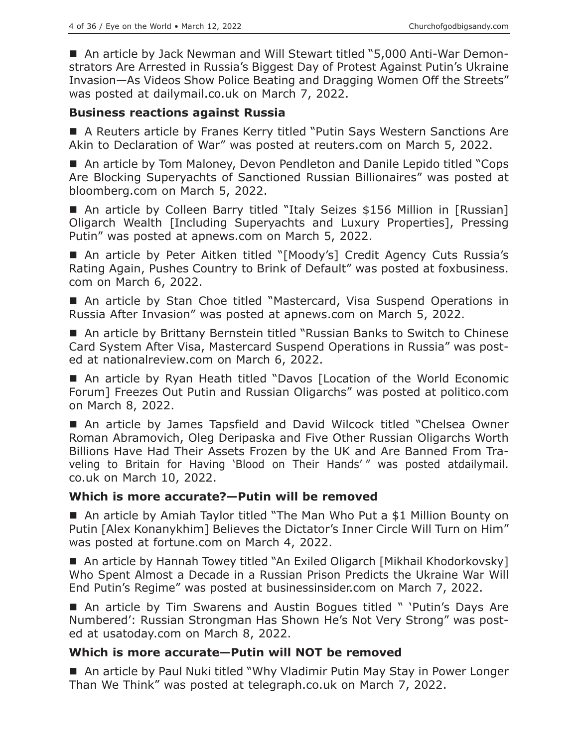■ An article by Jack Newman and Will Stewart titled "5,000 Anti-War Demonstrators Are Arrested in Russia's Biggest Day of Protest Against Putin's Ukraine Invasion—As Videos Show Police Beating and Dragging Women Off the Streets" was posted at dailymail.co.uk on March 7, 2022.

### Business reactions against Russia

■ A Reuters article by Franes Kerry titled "Putin Says Western Sanctions Are Akin to Declaration of War" was posted at reuters.com on March 5, 2022.

■ An article by Tom Maloney, Devon Pendleton and Danile Lepido titled "Cops Are Blocking Superyachts of Sanctioned Russian Billionaires" was posted at bloomberg.com on March 5, 2022.

■ An article by Colleen Barry titled "Italy Seizes $156 Million in [Russian] Oligarch Wealth [Including Superyachts and Luxury Properties], Pressing Putin" was posted at apnews.com on March 5, 2022.

■ An article by Peter Aitken titled "[Moody's] Credit Agency Cuts Russia's Rating Again, Pushes Country to Brink of Default" was posted at foxbusiness.com on March 6, 2022.

■ An article by Stan Choe titled "Mastercard, Visa Suspend Operations in Russia After Invasion" was posted at apnews.com on March 5, 2022.

■ An article by Brittany Bernstein titled "Russian Banks to Switch to Chinese Card System After Visa, Mastercard Suspend Operations in Russia" was posted at nationalreview.com on March 6, 2022.

■ An article by Ryan Heath titled "Davos [Location of the World Economic Forum] Freezes Out Putin and Russian Oligarchs" was posted at politico.com on March 8, 2022.

■ An article by James Tapsfield and David Wilcock titled "Chelsea Owner Roman Abramovich, Oleg Deripaska and Five Other Russian Oligarchs Worth Billions Have Had Their Assets Frozen by the UK and Are Banned From Traveling to Britain for Having 'Blood on Their Hands' " was posted atdailymail.co.uk on March 10, 2022.

### Which is more accurate?—Putin will be removed

■ An article by Amiah Taylor titled "The Man Who Put a $1 Million Bounty on Putin [Alex Konanykhim] Believes the Dictator's Inner Circle Will Turn on Him" was posted at fortune.com on March 4, 2022.

■ An article by Hannah Towey titled "An Exiled Oligarch [Mikhail Khodorkovsky] Who Spent Almost a Decade in a Russian Prison Predicts the Ukraine War Will End Putin's Regime" was posted at businessinsider.com on March 7, 2022.

■ An article by Tim Swarens and Austin Bogues titled " 'Putin's Days Are Numbered': Russian Strongman Has Shown He's Not Very Strong" was posted at usatoday.com on March 8, 2022.

### Which is more accurate—Putin will NOT be removed

■ An article by Paul Nuki titled "Why Vladimir Putin May Stay in Power Longer Than We Think" was posted at telegraph.co.uk on March 7, 2022.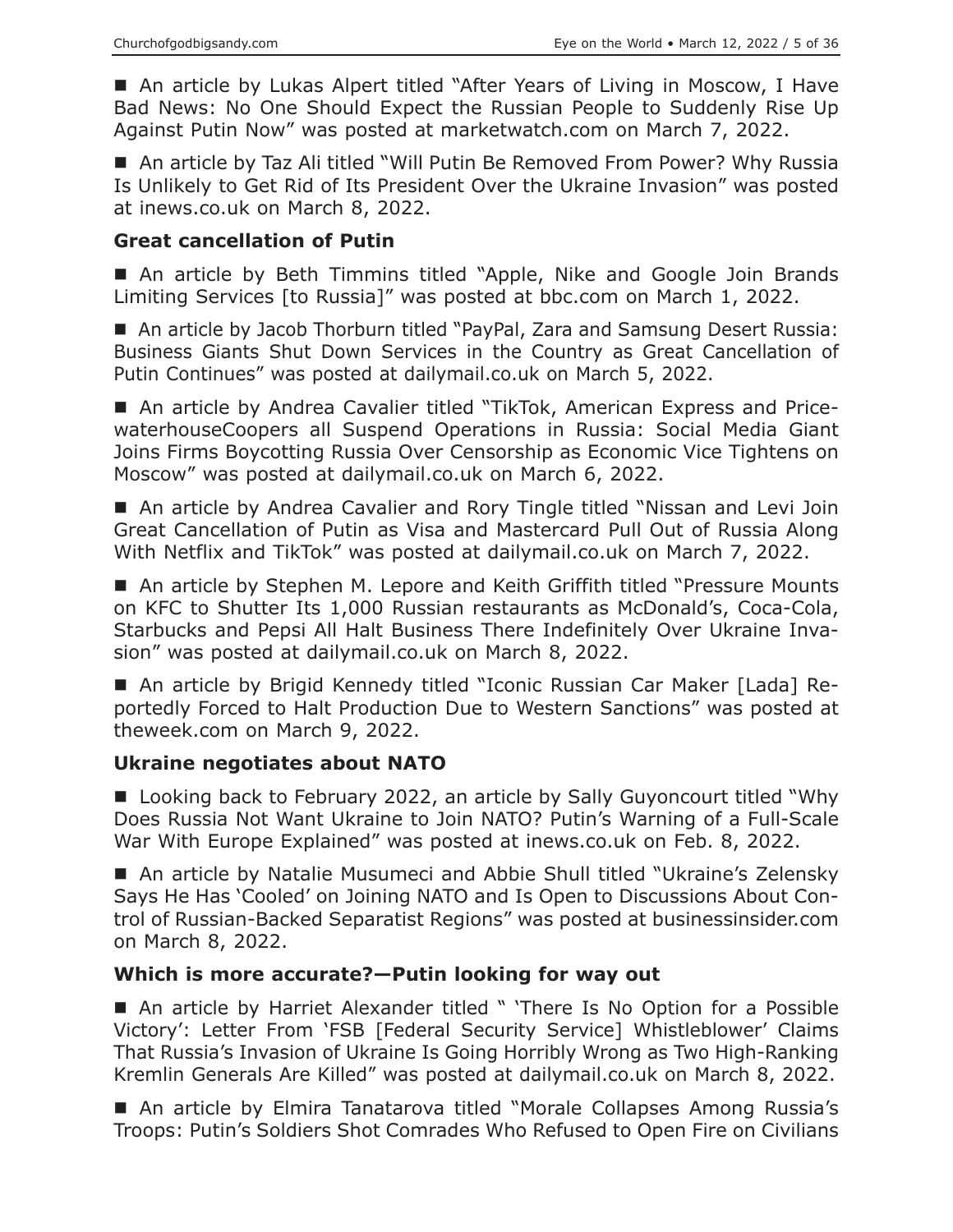■ An article by Lukas Alpert titled "After Years of Living in Moscow, I Have Bad News: No One Should Expect the Russian People to Suddenly Rise Up Against Putin Now" was posted at marketwatch.com on March 7, 2022.

■ An article by Taz Ali titled "Will Putin Be Removed From Power? Why Russia Is Unlikely to Get Rid of Its President Over the Ukraine Invasion" was posted at inews.co.uk on March 8, 2022.

### Great cancellation of Putin

■ An article by Beth Timmins titled "Apple, Nike and Google Join Brands Limiting Services [to Russia]" was posted at bbc.com on March 1, 2022.

■ An article by Jacob Thorburn titled "PayPal, Zara and Samsung Desert Russia: Business Giants Shut Down Services in the Country as Great Cancellation of Putin Continues" was posted at dailymail.co.uk on March 5, 2022.

■ An article by Andrea Cavalier titled "TikTok, American Express and PricewaterhouseCoopers all Suspend Operations in Russia: Social Media Giant Joins Firms Boycotting Russia Over Censorship as Economic Vice Tightens on Moscow" was posted at dailymail.co.uk on March 6, 2022.

■ An article by Andrea Cavalier and Rory Tingle titled "Nissan and Levi Join Great Cancellation of Putin as Visa and Mastercard Pull Out of Russia Along With Netflix and TikTok" was posted at dailymail.co.uk on March 7, 2022.

■ An article by Stephen M. Lepore and Keith Griffith titled "Pressure Mounts on KFC to Shutter Its 1,000 Russian restaurants as McDonald's, Coca-Cola, Starbucks and Pepsi All Halt Business There Indefinitely Over Ukraine Invasion" was posted at dailymail.co.uk on March 8, 2022.

■ An article by Brigid Kennedy titled "Iconic Russian Car Maker [Lada] Reportedly Forced to Halt Production Due to Western Sanctions" was posted at theweek.com on March 9, 2022.

### Ukraine negotiates about NATO

■ Looking back to February 2022, an article by Sally Guyoncourt titled "Why Does Russia Not Want Ukraine to Join NATO? Putin's Warning of a Full-Scale War With Europe Explained" was posted at inews.co.uk on Feb. 8, 2022.

■ An article by Natalie Musumeci and Abbie Shull titled "Ukraine's Zelensky Says He Has 'Cooled' on Joining NATO and Is Open to Discussions About Control of Russian-Backed Separatist Regions" was posted at businessinsider.com on March 8, 2022.

### Which is more accurate?—Putin looking for way out

■ An article by Harriet Alexander titled " 'There Is No Option for a Possible Victory': Letter From 'FSB [Federal Security Service] Whistleblower' Claims That Russia's Invasion of Ukraine Is Going Horribly Wrong as Two High-Ranking Kremlin Generals Are Killed" was posted at dailymail.co.uk on March 8, 2022.

■ An article by Elmira Tanatarova titled "Morale Collapses Among Russia's Troops: Putin's Soldiers Shot Comrades Who Refused to Open Fire on Civilians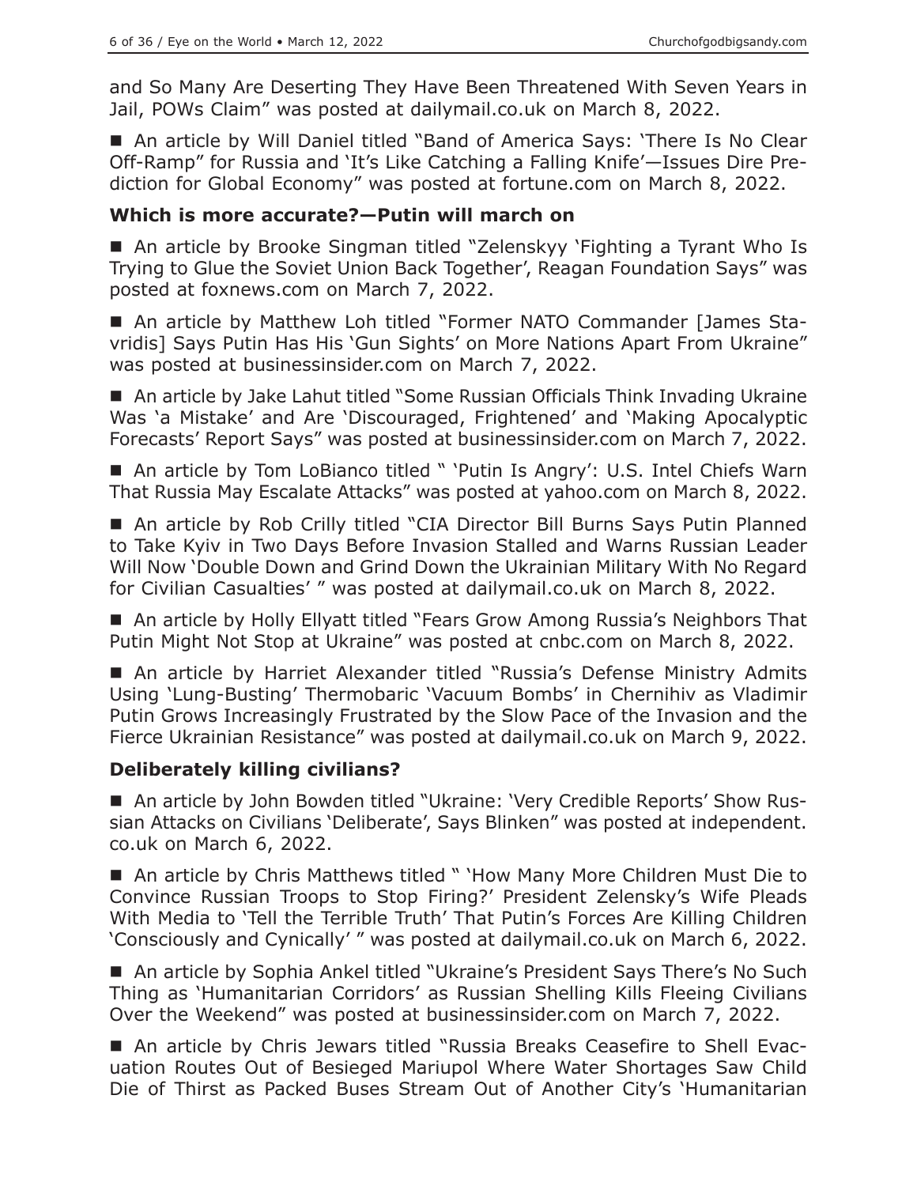and So Many Are Deserting They Have Been Threatened With Seven Years in Jail, POWs Claim" was posted at dailymail.co.uk on March 8, 2022.

■ An article by Will Daniel titled "Band of America Says: 'There Is No Clear Off-Ramp" for Russia and 'It's Like Catching a Falling Knife'—Issues Dire Prediction for Global Economy" was posted at fortune.com on March 8, 2022.

### Which is more accurate?—Putin will march on

■ An article by Brooke Singman titled "Zelenskyy 'Fighting a Tyrant Who Is Trying to Glue the Soviet Union Back Together', Reagan Foundation Says" was posted at foxnews.com on March 7, 2022.

■ An article by Matthew Loh titled "Former NATO Commander [James Stavridis] Says Putin Has His 'Gun Sights' on More Nations Apart From Ukraine" was posted at businessinsider.com on March 7, 2022.

■ An article by Jake Lahut titled "Some Russian Officials Think Invading Ukraine Was 'a Mistake' and Are 'Discouraged, Frightened' and 'Making Apocalyptic Forecasts' Report Says" was posted at businessinsider.com on March 7, 2022.

■ An article by Tom LoBianco titled " 'Putin Is Angry': U.S. Intel Chiefs Warn That Russia May Escalate Attacks" was posted at yahoo.com on March 8, 2022.

■ An article by Rob Crilly titled "CIA Director Bill Burns Says Putin Planned to Take Kyiv in Two Days Before Invasion Stalled and Warns Russian Leader Will Now 'Double Down and Grind Down the Ukrainian Military With No Regard for Civilian Casualties' " was posted at dailymail.co.uk on March 8, 2022.

■ An article by Holly Ellyatt titled "Fears Grow Among Russia's Neighbors That Putin Might Not Stop at Ukraine" was posted at cnbc.com on March 8, 2022.

■ An article by Harriet Alexander titled "Russia's Defense Ministry Admits Using 'Lung-Busting' Thermobaric 'Vacuum Bombs' in Chernihiv as Vladimir Putin Grows Increasingly Frustrated by the Slow Pace of the Invasion and the Fierce Ukrainian Resistance" was posted at dailymail.co.uk on March 9, 2022.

### Deliberately killing civilians?

■ An article by John Bowden titled "Ukraine: 'Very Credible Reports' Show Russian Attacks on Civilians 'Deliberate', Says Blinken" was posted at independent.co.uk on March 6, 2022.

■ An article by Chris Matthews titled " 'How Many More Children Must Die to Convince Russian Troops to Stop Firing?' President Zelensky's Wife Pleads With Media to 'Tell the Terrible Truth' That Putin's Forces Are Killing Children 'Consciously and Cynically' " was posted at dailymail.co.uk on March 6, 2022.

■ An article by Sophia Ankel titled "Ukraine's President Says There's No Such Thing as 'Humanitarian Corridors' as Russian Shelling Kills Fleeing Civilians Over the Weekend" was posted at businessinsider.com on March 7, 2022.

■ An article by Chris Jewars titled "Russia Breaks Ceasefire to Shell Evacuation Routes Out of Besieged Mariupol Where Water Shortages Saw Child Die of Thirst as Packed Buses Stream Out of Another City's 'Humanitarian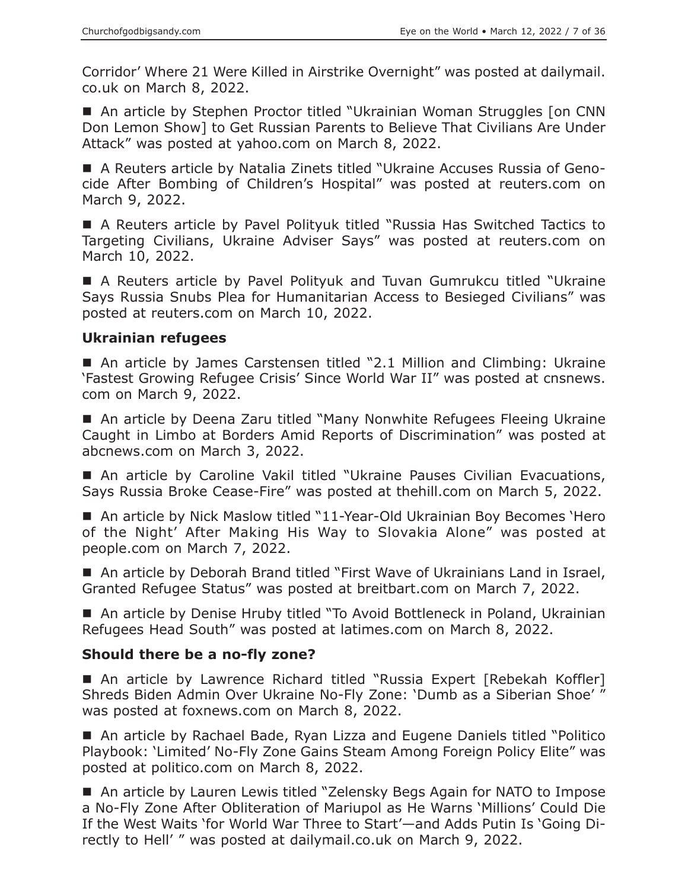Corridor' Where 21 Were Killed in Airstrike Overnight" was posted at dailymail.co.uk on March 8, 2022.

- An article by Stephen Proctor titled "Ukrainian Woman Struggles [on CNN Don Lemon Show] to Get Russian Parents to Believe That Civilians Are Under Attack" was posted at yahoo.com on March 8, 2022.

- A Reuters article by Natalia Zinets titled "Ukraine Accuses Russia of Genocide After Bombing of Children's Hospital" was posted at reuters.com on March 9, 2022.

- A Reuters article by Pavel Polityuk titled "Russia Has Switched Tactics to Targeting Civilians, Ukraine Adviser Says" was posted at reuters.com on March 10, 2022.

- A Reuters article by Pavel Polityuk and Tuvan Gumrukcu titled "Ukraine Says Russia Snubs Plea for Humanitarian Access to Besieged Civilians" was posted at reuters.com on March 10, 2022.

### Ukrainian refugees

- An article by James Carstensen titled "2.1 Million and Climbing: Ukraine 'Fastest Growing Refugee Crisis' Since World War II" was posted at cnsnews.com on March 9, 2022.

- An article by Deena Zaru titled "Many Nonwhite Refugees Fleeing Ukraine Caught in Limbo at Borders Amid Reports of Discrimination" was posted at abcnews.com on March 3, 2022.

- An article by Caroline Vakil titled "Ukraine Pauses Civilian Evacuations, Says Russia Broke Cease-Fire" was posted at thehill.com on March 5, 2022.

- An article by Nick Maslow titled "11-Year-Old Ukrainian Boy Becomes 'Hero of the Night' After Making His Way to Slovakia Alone" was posted at people.com on March 7, 2022.

- An article by Deborah Brand titled "First Wave of Ukrainians Land in Israel, Granted Refugee Status" was posted at breitbart.com on March 7, 2022.

- An article by Denise Hruby titled "To Avoid Bottleneck in Poland, Ukrainian Refugees Head South" was posted at latimes.com on March 8, 2022.

### Should there be a no-fly zone?

- An article by Lawrence Richard titled "Russia Expert [Rebekah Koffler] Shreds Biden Admin Over Ukraine No-Fly Zone: 'Dumb as a Siberian Shoe' " was posted at foxnews.com on March 8, 2022.

- An article by Rachael Bade, Ryan Lizza and Eugene Daniels titled "Politico Playbook: 'Limited' No-Fly Zone Gains Steam Among Foreign Policy Elite" was posted at politico.com on March 8, 2022.

- An article by Lauren Lewis titled "Zelensky Begs Again for NATO to Impose a No-Fly Zone After Obliteration of Mariupol as He Warns 'Millions' Could Die If the West Waits 'for World War Three to Start'—and Adds Putin Is 'Going Directly to Hell' " was posted at dailymail.co.uk on March 9, 2022.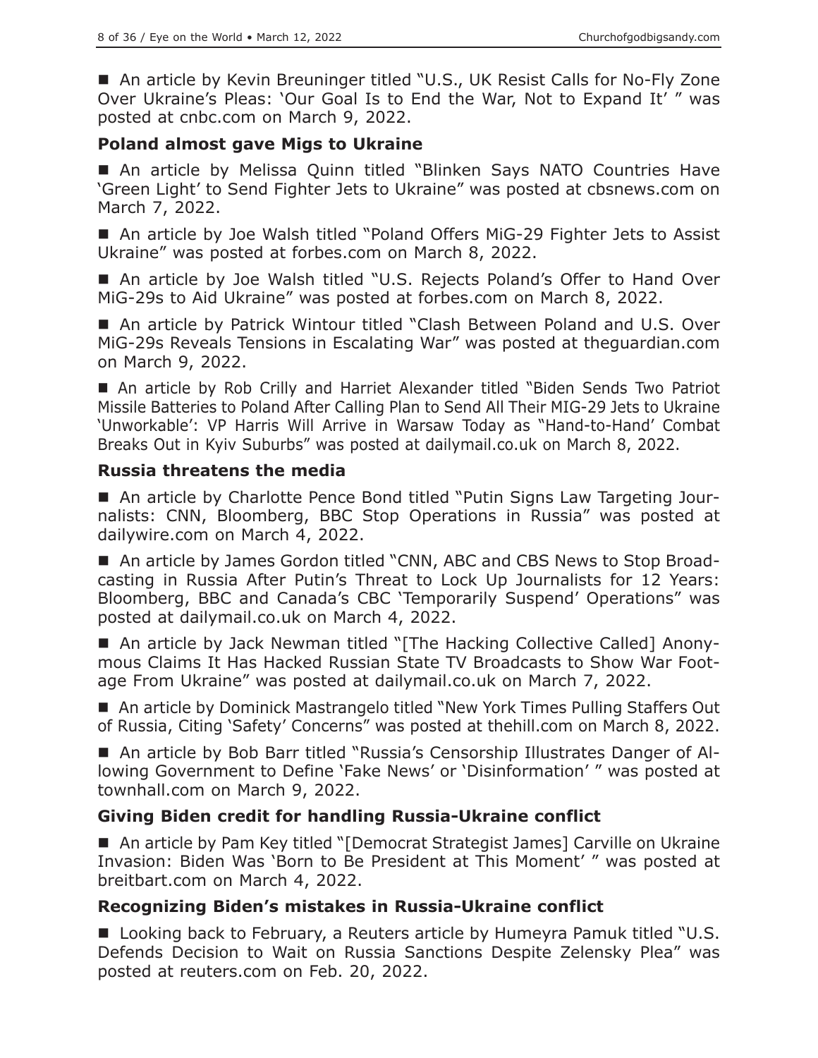■ An article by Kevin Breuninger titled "U.S., UK Resist Calls for No-Fly Zone Over Ukraine's Pleas: 'Our Goal Is to End the War, Not to Expand It' " was posted at cnbc.com on March 9, 2022.

### Poland almost gave Migs to Ukraine

■ An article by Melissa Quinn titled "Blinken Says NATO Countries Have 'Green Light' to Send Fighter Jets to Ukraine" was posted at cbsnews.com on March 7, 2022.

■ An article by Joe Walsh titled "Poland Offers MiG-29 Fighter Jets to Assist Ukraine" was posted at forbes.com on March 8, 2022.

■ An article by Joe Walsh titled "U.S. Rejects Poland's Offer to Hand Over MiG-29s to Aid Ukraine" was posted at forbes.com on March 8, 2022.

■ An article by Patrick Wintour titled "Clash Between Poland and U.S. Over MiG-29s Reveals Tensions in Escalating War" was posted at theguardian.com on March 9, 2022.

■ An article by Rob Crilly and Harriet Alexander titled "Biden Sends Two Patriot Missile Batteries to Poland After Calling Plan to Send All Their MIG-29 Jets to Ukraine 'Unworkable': VP Harris Will Arrive in Warsaw Today as "Hand-to-Hand' Combat Breaks Out in Kyiv Suburbs" was posted at dailymail.co.uk on March 8, 2022.

### Russia threatens the media

■ An article by Charlotte Pence Bond titled "Putin Signs Law Targeting Journalists: CNN, Bloomberg, BBC Stop Operations in Russia" was posted at dailywire.com on March 4, 2022.

■ An article by James Gordon titled "CNN, ABC and CBS News to Stop Broadcasting in Russia After Putin's Threat to Lock Up Journalists for 12 Years: Bloomberg, BBC and Canada's CBC 'Temporarily Suspend' Operations" was posted at dailymail.co.uk on March 4, 2022.

■ An article by Jack Newman titled "[The Hacking Collective Called] Anonymous Claims It Has Hacked Russian State TV Broadcasts to Show War Footage From Ukraine" was posted at dailymail.co.uk on March 7, 2022.

■ An article by Dominick Mastrangelo titled "New York Times Pulling Staffers Out of Russia, Citing 'Safety' Concerns" was posted at thehill.com on March 8, 2022.

■ An article by Bob Barr titled "Russia's Censorship Illustrates Danger of Allowing Government to Define 'Fake News' or 'Disinformation' " was posted at townhall.com on March 9, 2022.

### Giving Biden credit for handling Russia-Ukraine conflict

■ An article by Pam Key titled "[Democrat Strategist James] Carville on Ukraine Invasion: Biden Was 'Born to Be President at This Moment' " was posted at breitbart.com on March 4, 2022.

### Recognizing Biden's mistakes in Russia-Ukraine conflict

■ Looking back to February, a Reuters article by Humeyra Pamuk titled "U.S. Defends Decision to Wait on Russia Sanctions Despite Zelensky Plea" was posted at reuters.com on Feb. 20, 2022.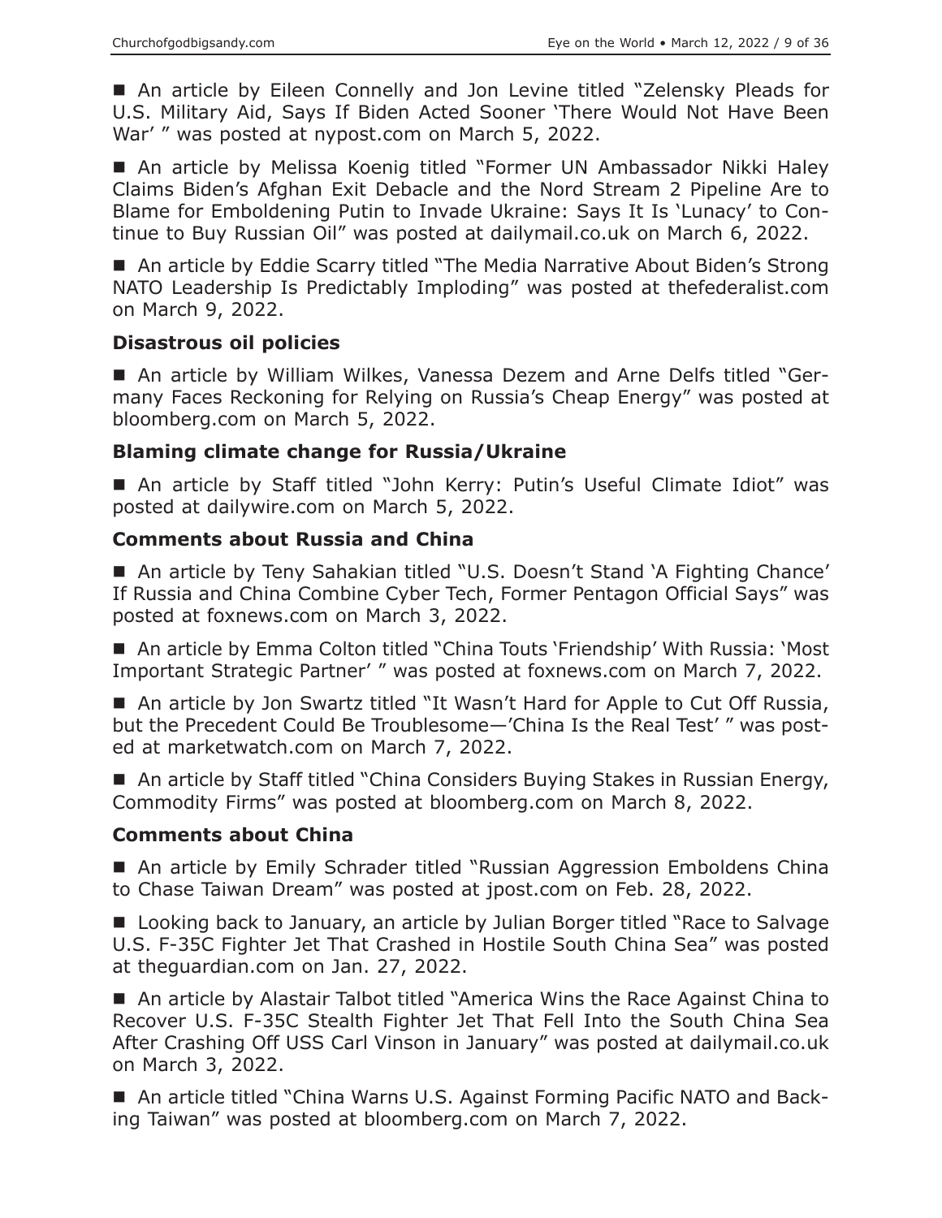- An article by Eileen Connelly and Jon Levine titled "Zelensky Pleads for U.S. Military Aid, Says If Biden Acted Sooner 'There Would Not Have Been War' " was posted at nypost.com on March 5, 2022.

- An article by Melissa Koenig titled "Former UN Ambassador Nikki Haley Claims Biden's Afghan Exit Debacle and the Nord Stream 2 Pipeline Are to Blame for Emboldening Putin to Invade Ukraine: Says It Is 'Lunacy' to Continue to Buy Russian Oil" was posted at dailymail.co.uk on March 6, 2022.

- An article by Eddie Scarry titled "The Media Narrative About Biden's Strong NATO Leadership Is Predictably Imploding" was posted at thefederalist.com on March 9, 2022.

### Disastrous oil policies

- An article by William Wilkes, Vanessa Dezem and Arne Delfs titled "Germany Faces Reckoning for Relying on Russia's Cheap Energy" was posted at bloomberg.com on March 5, 2022.

### Blaming climate change for Russia/Ukraine

- An article by Staff titled "John Kerry: Putin's Useful Climate Idiot" was posted at dailywire.com on March 5, 2022.

### Comments about Russia and China

- An article by Teny Sahakian titled "U.S. Doesn't Stand 'A Fighting Chance' If Russia and China Combine Cyber Tech, Former Pentagon Official Says" was posted at foxnews.com on March 3, 2022.

- An article by Emma Colton titled "China Touts 'Friendship' With Russia: 'Most Important Strategic Partner' " was posted at foxnews.com on March 7, 2022.

- An article by Jon Swartz titled "It Wasn't Hard for Apple to Cut Off Russia, but the Precedent Could Be Troublesome—'China Is the Real Test' " was posted at marketwatch.com on March 7, 2022.

- An article by Staff titled "China Considers Buying Stakes in Russian Energy, Commodity Firms" was posted at bloomberg.com on March 8, 2022.

### Comments about China

- An article by Emily Schrader titled "Russian Aggression Emboldens China to Chase Taiwan Dream" was posted at jpost.com on Feb. 28, 2022.

- Looking back to January, an article by Julian Borger titled "Race to Salvage U.S. F-35C Fighter Jet That Crashed in Hostile South China Sea" was posted at theguardian.com on Jan. 27, 2022.

- An article by Alastair Talbot titled "America Wins the Race Against China to Recover U.S. F-35C Stealth Fighter Jet That Fell Into the South China Sea After Crashing Off USS Carl Vinson in January" was posted at dailymail.co.uk on March 3, 2022.

- An article titled "China Warns U.S. Against Forming Pacific NATO and Backing Taiwan" was posted at bloomberg.com on March 7, 2022.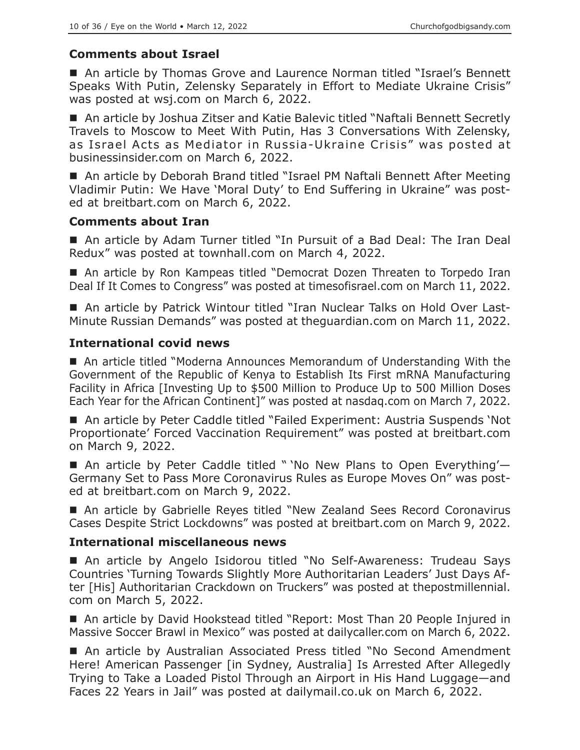### Comments about Israel

■ An article by Thomas Grove and Laurence Norman titled "Israel's Bennett Speaks With Putin, Zelensky Separately in Effort to Mediate Ukraine Crisis" was posted at wsj.com on March 6, 2022.

■ An article by Joshua Zitser and Katie Balevic titled "Naftali Bennett Secretly Travels to Moscow to Meet With Putin, Has 3 Conversations With Zelensky, as Israel Acts as Mediator in Russia-Ukraine Crisis" was posted at businessinsider.com on March 6, 2022.

■ An article by Deborah Brand titled "Israel PM Naftali Bennett After Meeting Vladimir Putin: We Have 'Moral Duty' to End Suffering in Ukraine" was posted at breitbart.com on March 6, 2022.

### Comments about Iran

■ An article by Adam Turner titled "In Pursuit of a Bad Deal: The Iran Deal Redux" was posted at townhall.com on March 4, 2022.

■ An article by Ron Kampeas titled "Democrat Dozen Threaten to Torpedo Iran Deal If It Comes to Congress" was posted at timesofisrael.com on March 11, 2022.

■ An article by Patrick Wintour titled "Iran Nuclear Talks on Hold Over Last-Minute Russian Demands" was posted at theguardian.com on March 11, 2022.

### International covid news

■ An article titled "Moderna Announces Memorandum of Understanding With the Government of the Republic of Kenya to Establish Its First mRNA Manufacturing Facility in Africa [Investing Up to $500 Million to Produce Up to 500 Million Doses Each Year for the African Continent]" was posted at nasdaq.com on March 7, 2022.

■ An article by Peter Caddle titled "Failed Experiment: Austria Suspends 'Not Proportionate' Forced Vaccination Requirement" was posted at breitbart.com on March 9, 2022.

■ An article by Peter Caddle titled " 'No New Plans to Open Everything'—Germany Set to Pass More Coronavirus Rules as Europe Moves On" was posted at breitbart.com on March 9, 2022.

■ An article by Gabrielle Reyes titled "New Zealand Sees Record Coronavirus Cases Despite Strict Lockdowns" was posted at breitbart.com on March 9, 2022.

### International miscellaneous news

■ An article by Angelo Isidorou titled "No Self-Awareness: Trudeau Says Countries 'Turning Towards Slightly More Authoritarian Leaders' Just Days After [His] Authoritarian Crackdown on Truckers" was posted at thepostmillennial.com on March 5, 2022.

■ An article by David Hookstead titled "Report: Most Than 20 People Injured in Massive Soccer Brawl in Mexico" was posted at dailycaller.com on March 6, 2022.

■ An article by Australian Associated Press titled "No Second Amendment Here! American Passenger [in Sydney, Australia] Is Arrested After Allegedly Trying to Take a Loaded Pistol Through an Airport in His Hand Luggage—and Faces 22 Years in Jail" was posted at dailymail.co.uk on March 6, 2022.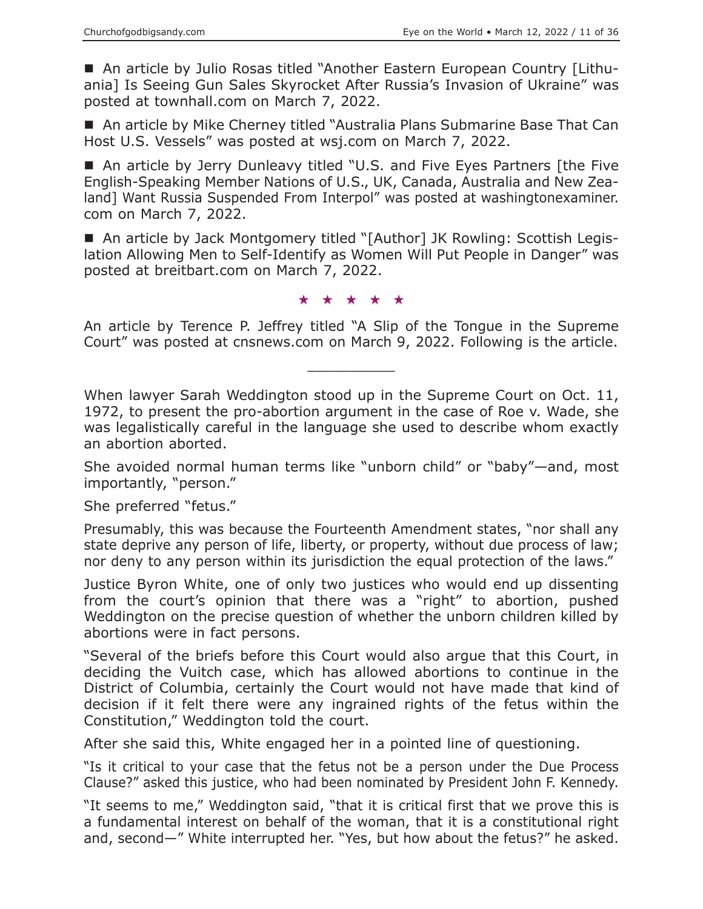■ An article by Julio Rosas titled "Another Eastern European Country [Lithuania] Is Seeing Gun Sales Skyrocket After Russia's Invasion of Ukraine" was posted at townhall.com on March 7, 2022.

■ An article by Mike Cherney titled "Australia Plans Submarine Base That Can Host U.S. Vessels" was posted at wsj.com on March 7, 2022.

■ An article by Jerry Dunleavy titled "U.S. and Five Eyes Partners [the Five English-Speaking Member Nations of U.S., UK, Canada, Australia and New Zealand] Want Russia Suspended From Interpol" was posted at washingtonexaminer.com on March 7, 2022.

■ An article by Jack Montgomery titled "[Author] JK Rowling: Scottish Legislation Allowing Men to Self-Identify as Women Will Put People in Danger" was posted at breitbart.com on March 7, 2022.

★ ★ ★ ★ ★

An article by Terence P. Jeffrey titled "A Slip of the Tongue in the Supreme Court" was posted at cnsnews.com on March 9, 2022. Following is the article.

---

When lawyer Sarah Weddington stood up in the Supreme Court on Oct. 11, 1972, to present the pro-abortion argument in the case of Roe v. Wade, she was legalistically careful in the language she used to describe whom exactly an abortion aborted.

She avoided normal human terms like "unborn child" or "baby"—and, most importantly, "person."

She preferred "fetus."

Presumably, this was because the Fourteenth Amendment states, "nor shall any state deprive any person of life, liberty, or property, without due process of law; nor deny to any person within its jurisdiction the equal protection of the laws."

Justice Byron White, one of only two justices who would end up dissenting from the court's opinion that there was a "right" to abortion, pushed Weddington on the precise question of whether the unborn children killed by abortions were in fact persons.

"Several of the briefs before this Court would also argue that this Court, in deciding the Vuitch case, which has allowed abortions to continue in the District of Columbia, certainly the Court would not have made that kind of decision if it felt there were any ingrained rights of the fetus within the Constitution," Weddington told the court.

After she said this, White engaged her in a pointed line of questioning.

"Is it critical to your case that the fetus not be a person under the Due Process Clause?" asked this justice, who had been nominated by President John F. Kennedy.

"It seems to me," Weddington said, "that it is critical first that we prove this is a fundamental interest on behalf of the woman, that it is a constitutional right and, second—" White interrupted her. "Yes, but how about the fetus?" he asked.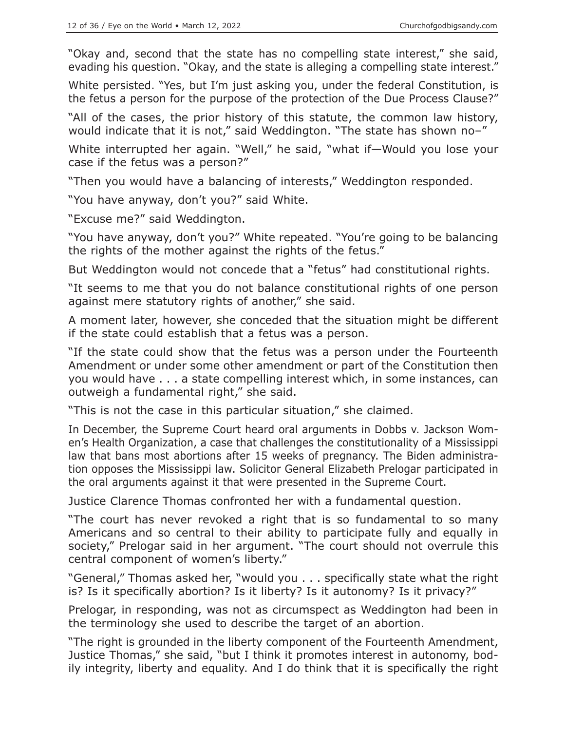"Okay and, second that the state has no compelling state interest," she said, evading his question. "Okay, and the state is alleging a compelling state interest."

White persisted. "Yes, but I'm just asking you, under the federal Constitution, is the fetus a person for the purpose of the protection of the Due Process Clause?"

"All of the cases, the prior history of this statute, the common law history, would indicate that it is not," said Weddington. "The state has shown no–"

White interrupted her again. "Well," he said, "what if—Would you lose your case if the fetus was a person?"

"Then you would have a balancing of interests," Weddington responded.

"You have anyway, don't you?" said White.

"Excuse me?" said Weddington.

"You have anyway, don't you?" White repeated. "You're going to be balancing the rights of the mother against the rights of the fetus."

But Weddington would not concede that a "fetus" had constitutional rights.

"It seems to me that you do not balance constitutional rights of one person against mere statutory rights of another," she said.

A moment later, however, she conceded that the situation might be different if the state could establish that a fetus was a person.

"If the state could show that the fetus was a person under the Fourteenth Amendment or under some other amendment or part of the Constitution then you would have . . . a state compelling interest which, in some instances, can outweigh a fundamental right," she said.

"This is not the case in this particular situation," she claimed.

In December, the Supreme Court heard oral arguments in Dobbs v. Jackson Women's Health Organization, a case that challenges the constitutionality of a Mississippi law that bans most abortions after 15 weeks of pregnancy. The Biden administration opposes the Mississippi law. Solicitor General Elizabeth Prelogar participated in the oral arguments against it that were presented in the Supreme Court.

Justice Clarence Thomas confronted her with a fundamental question.

"The court has never revoked a right that is so fundamental to so many Americans and so central to their ability to participate fully and equally in society," Prelogar said in her argument. "The court should not overrule this central component of women's liberty."

"General," Thomas asked her, "would you . . . specifically state what the right is? Is it specifically abortion? Is it liberty? Is it autonomy? Is it privacy?"

Prelogar, in responding, was not as circumspect as Weddington had been in the terminology she used to describe the target of an abortion.

"The right is grounded in the liberty component of the Fourteenth Amendment, Justice Thomas," she said, "but I think it promotes interest in autonomy, bodily integrity, liberty and equality. And I do think that it is specifically the right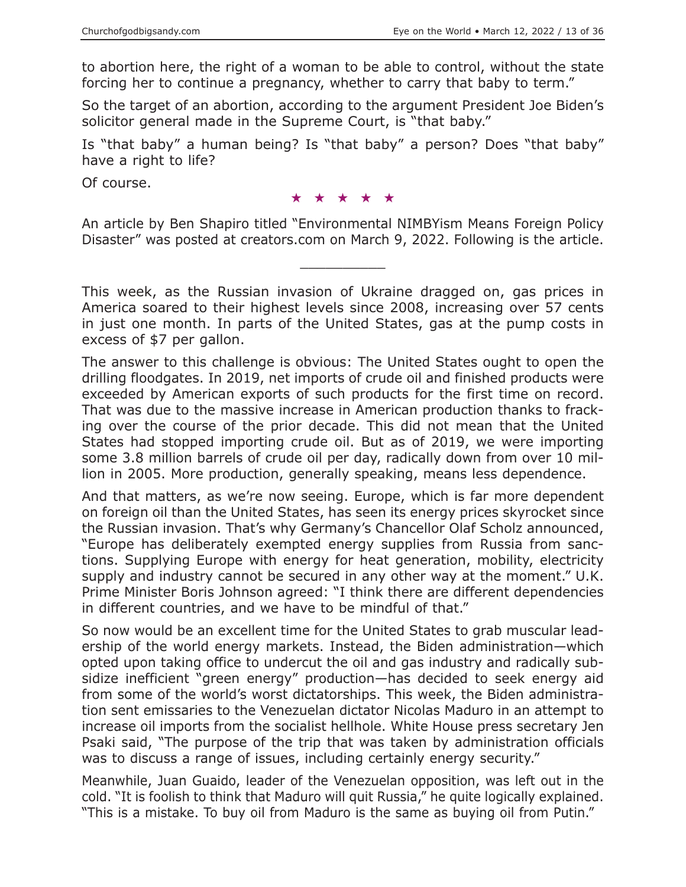to abortion here, the right of a woman to be able to control, without the state forcing her to continue a pregnancy, whether to carry that baby to term."

So the target of an abortion, according to the argument President Joe Biden's solicitor general made in the Supreme Court, is "that baby."

Is "that baby" a human being? Is "that baby" a person? Does "that baby" have a right to life?

Of course.

★ ★ ★ ★ ★

An article by Ben Shapiro titled "Environmental NIMBYism Means Foreign Policy Disaster" was posted at creators.com on March 9, 2022. Following is the article.

---

This week, as the Russian invasion of Ukraine dragged on, gas prices in America soared to their highest levels since 2008, increasing over 57 cents in just one month. In parts of the United States, gas at the pump costs in excess of $7 per gallon.

The answer to this challenge is obvious: The United States ought to open the drilling floodgates. In 2019, net imports of crude oil and finished products were exceeded by American exports of such products for the first time on record. That was due to the massive increase in American production thanks to fracking over the course of the prior decade. This did not mean that the United States had stopped importing crude oil. But as of 2019, we were importing some 3.8 million barrels of crude oil per day, radically down from over 10 million in 2005. More production, generally speaking, means less dependence.

And that matters, as we're now seeing. Europe, which is far more dependent on foreign oil than the United States, has seen its energy prices skyrocket since the Russian invasion. That's why Germany's Chancellor Olaf Scholz announced, "Europe has deliberately exempted energy supplies from Russia from sanctions. Supplying Europe with energy for heat generation, mobility, electricity supply and industry cannot be secured in any other way at the moment." U.K. Prime Minister Boris Johnson agreed: "I think there are different dependencies in different countries, and we have to be mindful of that."

So now would be an excellent time for the United States to grab muscular leadership of the world energy markets. Instead, the Biden administration—which opted upon taking office to undercut the oil and gas industry and radically subsidize inefficient "green energy" production—has decided to seek energy aid from some of the world's worst dictatorships. This week, the Biden administration sent emissaries to the Venezuelan dictator Nicolas Maduro in an attempt to increase oil imports from the socialist hellhole. White House press secretary Jen Psaki said, "The purpose of the trip that was taken by administration officials was to discuss a range of issues, including certainly energy security."

Meanwhile, Juan Guaido, leader of the Venezuelan opposition, was left out in the cold. "It is foolish to think that Maduro will quit Russia," he quite logically explained. "This is a mistake. To buy oil from Maduro is the same as buying oil from Putin."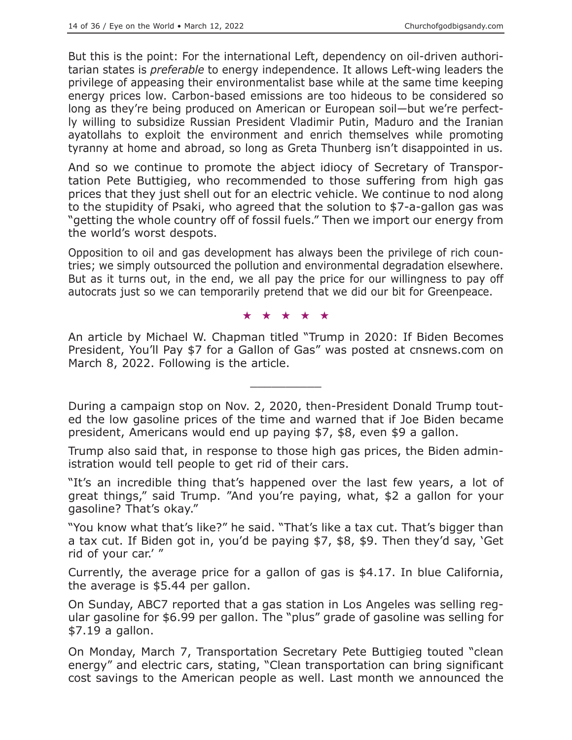But this is the point: For the international Left, dependency on oil-driven authoritarian states is *preferable* to energy independence. It allows Left-wing leaders the privilege of appeasing their environmentalist base while at the same time keeping energy prices low. Carbon-based emissions are too hideous to be considered so long as they're being produced on American or European soil—but we're perfectly willing to subsidize Russian President Vladimir Putin, Maduro and the Iranian ayatollahs to exploit the environment and enrich themselves while promoting tyranny at home and abroad, so long as Greta Thunberg isn't disappointed in us.

And so we continue to promote the abject idiocy of Secretary of Transportation Pete Buttigieg, who recommended to those suffering from high gas prices that they just shell out for an electric vehicle. We continue to nod along to the stupidity of Psaki, who agreed that the solution to $7-a-gallon gas was "getting the whole country off of fossil fuels." Then we import our energy from the world's worst despots.

Opposition to oil and gas development has always been the privilege of rich countries; we simply outsourced the pollution and environmental degradation elsewhere. But as it turns out, in the end, we all pay the price for our willingness to pay off autocrats just so we can temporarily pretend that we did our bit for Greenpeace.

★ ★ ★ ★ ★

An article by Michael W. Chapman titled "Trump in 2020: If Biden Becomes President, You'll Pay $7 for a Gallon of Gas" was posted at cnsnews.com on March 8, 2022. Following is the article.

---

During a campaign stop on Nov. 2, 2020, then-President Donald Trump touted the low gasoline prices of the time and warned that if Joe Biden became president, Americans would end up paying $7, $8, even $9 a gallon.

Trump also said that, in response to those high gas prices, the Biden administration would tell people to get rid of their cars.

"It's an incredible thing that's happened over the last few years, a lot of great things," said Trump. "And you're paying, what, $2 a gallon for your gasoline? That's okay."

"You know what that's like?" he said. "That's like a tax cut. That's bigger than a tax cut. If Biden got in, you'd be paying $7, $8, $9. Then they'd say, 'Get rid of your car.' "

Currently, the average price for a gallon of gas is $4.17. In blue California, the average is $5.44 per gallon.

On Sunday, ABC7 reported that a gas station in Los Angeles was selling regular gasoline for $6.99 per gallon. The "plus" grade of gasoline was selling for $7.19 a gallon.

On Monday, March 7, Transportation Secretary Pete Buttigieg touted "clean energy" and electric cars, stating, "Clean transportation can bring significant cost savings to the American people as well. Last month we announced the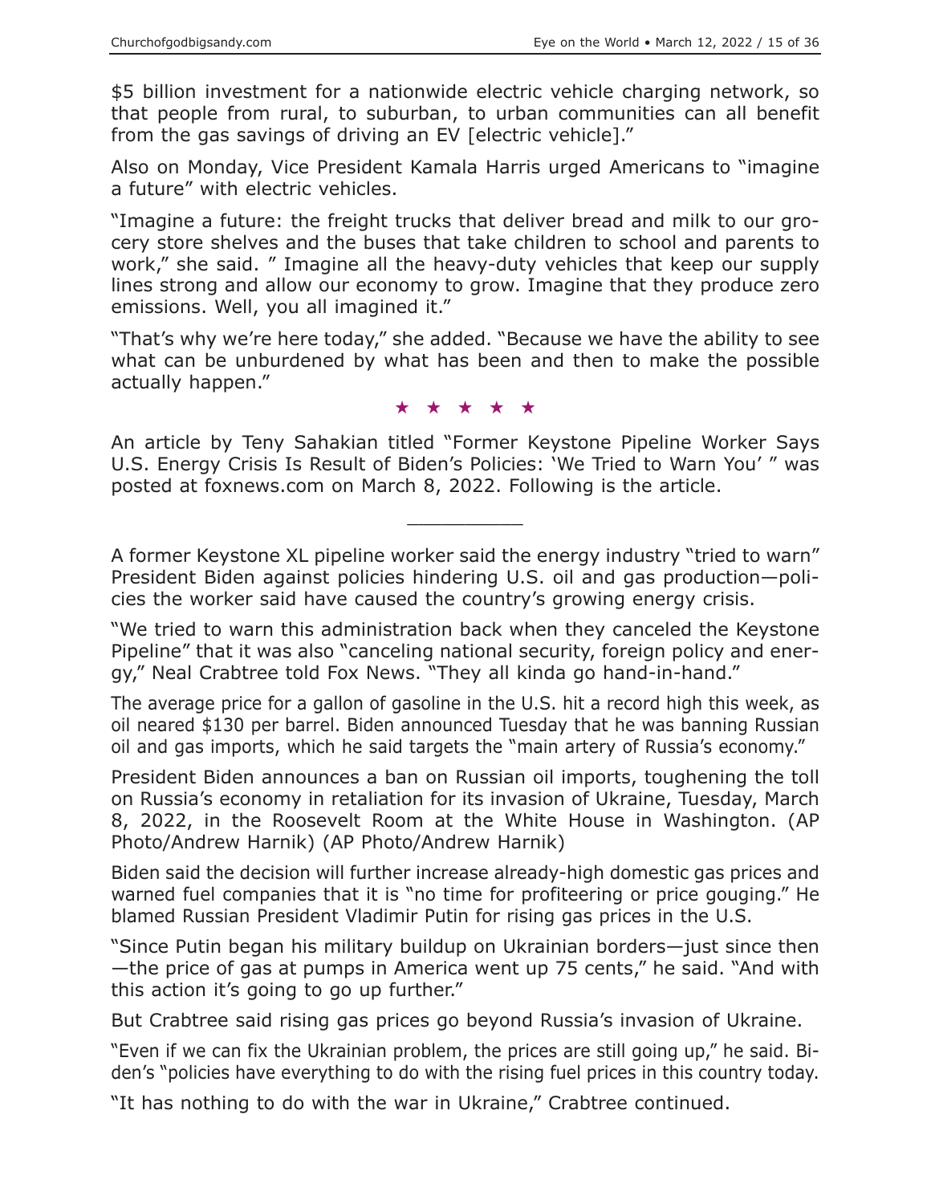$5 billion investment for a nationwide electric vehicle charging network, so that people from rural, to suburban, to urban communities can all benefit from the gas savings of driving an EV [electric vehicle]."

Also on Monday, Vice President Kamala Harris urged Americans to "imagine a future" with electric vehicles.

"Imagine a future: the freight trucks that deliver bread and milk to our grocery store shelves and the buses that take children to school and parents to work," she said. " Imagine all the heavy-duty vehicles that keep our supply lines strong and allow our economy to grow. Imagine that they produce zero emissions. Well, you all imagined it."

"That's why we're here today," she added. "Because we have the ability to see what can be unburdened by what has been and then to make the possible actually happen."

★ ★ ★ ★ ★

An article by Teny Sahakian titled "Former Keystone Pipeline Worker Says U.S. Energy Crisis Is Result of Biden's Policies: 'We Tried to Warn You' " was posted at foxnews.com on March 8, 2022. Following is the article.

---

A former Keystone XL pipeline worker said the energy industry "tried to warn" President Biden against policies hindering U.S. oil and gas production—policies the worker said have caused the country's growing energy crisis.

"We tried to warn this administration back when they canceled the Keystone Pipeline" that it was also "canceling national security, foreign policy and energy," Neal Crabtree told Fox News. "They all kinda go hand-in-hand."

The average price for a gallon of gasoline in the U.S. hit a record high this week, as oil neared $130 per barrel. Biden announced Tuesday that he was banning Russian oil and gas imports, which he said targets the "main artery of Russia's economy."

President Biden announces a ban on Russian oil imports, toughening the toll on Russia's economy in retaliation for its invasion of Ukraine, Tuesday, March 8, 2022, in the Roosevelt Room at the White House in Washington. (AP Photo/Andrew Harnik) (AP Photo/Andrew Harnik)

Biden said the decision will further increase already-high domestic gas prices and warned fuel companies that it is "no time for profiteering or price gouging." He blamed Russian President Vladimir Putin for rising gas prices in the U.S.

"Since Putin began his military buildup on Ukrainian borders—just since then—the price of gas at pumps in America went up 75 cents," he said. "And with this action it's going to go up further."

But Crabtree said rising gas prices go beyond Russia's invasion of Ukraine.

"Even if we can fix the Ukrainian problem, the prices are still going up," he said. Biden's "policies have everything to do with the rising fuel prices in this country today.

"It has nothing to do with the war in Ukraine," Crabtree continued.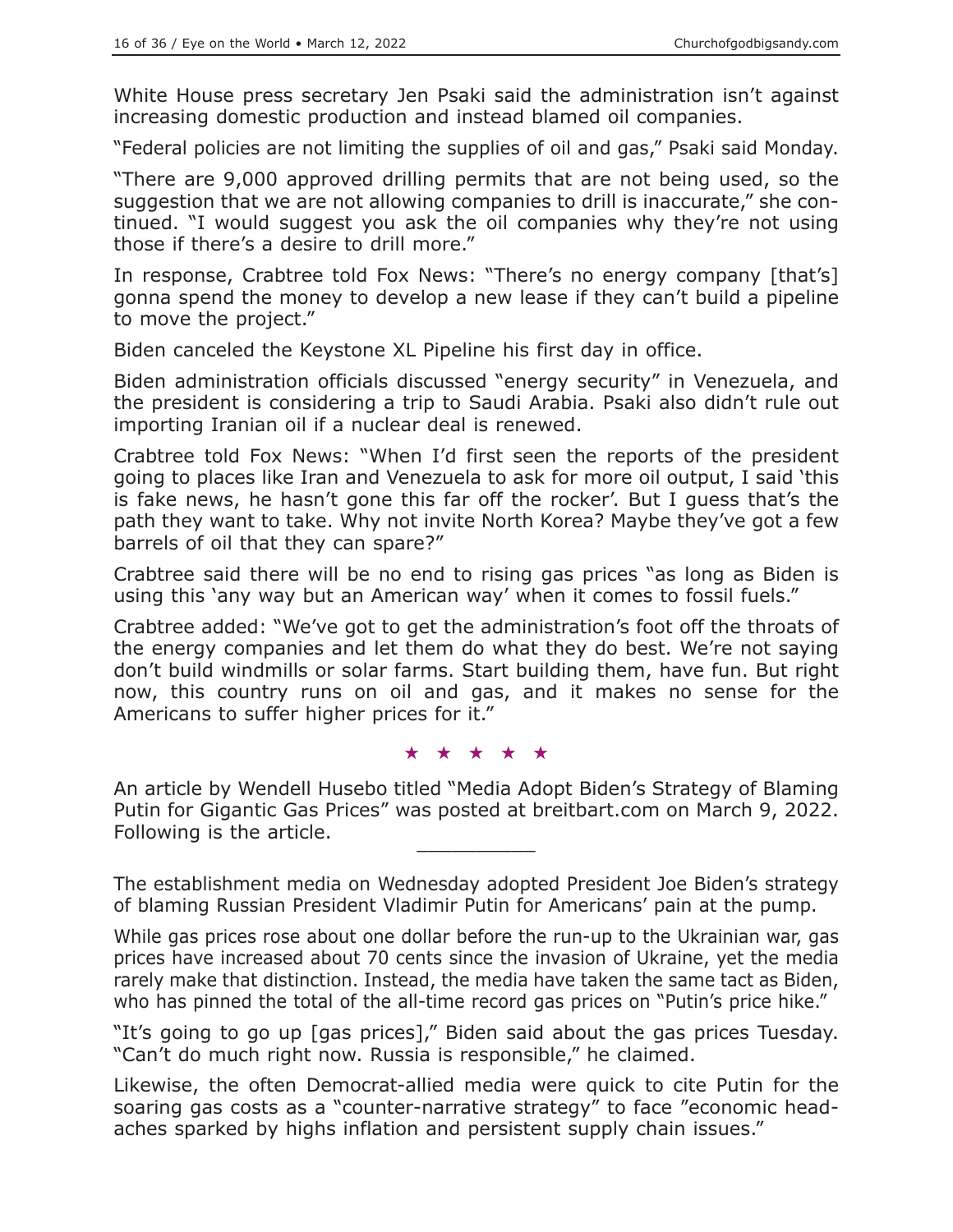White House press secretary Jen Psaki said the administration isn't against increasing domestic production and instead blamed oil companies.

"Federal policies are not limiting the supplies of oil and gas," Psaki said Monday.

"There are 9,000 approved drilling permits that are not being used, so the suggestion that we are not allowing companies to drill is inaccurate," she continued. "I would suggest you ask the oil companies why they're not using those if there's a desire to drill more."

In response, Crabtree told Fox News: "There's no energy company [that's] gonna spend the money to develop a new lease if they can't build a pipeline to move the project."

Biden canceled the Keystone XL Pipeline his first day in office.

Biden administration officials discussed "energy security" in Venezuela, and the president is considering a trip to Saudi Arabia. Psaki also didn't rule out importing Iranian oil if a nuclear deal is renewed.

Crabtree told Fox News: "When I'd first seen the reports of the president going to places like Iran and Venezuela to ask for more oil output, I said 'this is fake news, he hasn't gone this far off the rocker'. But I guess that's the path they want to take. Why not invite North Korea? Maybe they've got a few barrels of oil that they can spare?"

Crabtree said there will be no end to rising gas prices "as long as Biden is using this 'any way but an American way' when it comes to fossil fuels."

Crabtree added: "We've got to get the administration's foot off the throats of the energy companies and let them do what they do best. We're not saying don't build windmills or solar farms. Start building them, have fun. But right now, this country runs on oil and gas, and it makes no sense for the Americans to suffer higher prices for it."

★ ★ ★ ★ ★

An article by Wendell Husebo titled "Media Adopt Biden's Strategy of Blaming Putin for Gigantic Gas Prices" was posted at breitbart.com on March 9, 2022. Following is the article.

---

The establishment media on Wednesday adopted President Joe Biden's strategy of blaming Russian President Vladimir Putin for Americans' pain at the pump.

While gas prices rose about one dollar before the run-up to the Ukrainian war, gas prices have increased about 70 cents since the invasion of Ukraine, yet the media rarely make that distinction. Instead, the media have taken the same tact as Biden, who has pinned the total of the all-time record gas prices on "Putin's price hike."

"It's going to go up [gas prices]," Biden said about the gas prices Tuesday. "Can't do much right now. Russia is responsible," he claimed.

Likewise, the often Democrat-allied media were quick to cite Putin for the soaring gas costs as a "counter-narrative strategy" to face "economic headaches sparked by highs inflation and persistent supply chain issues."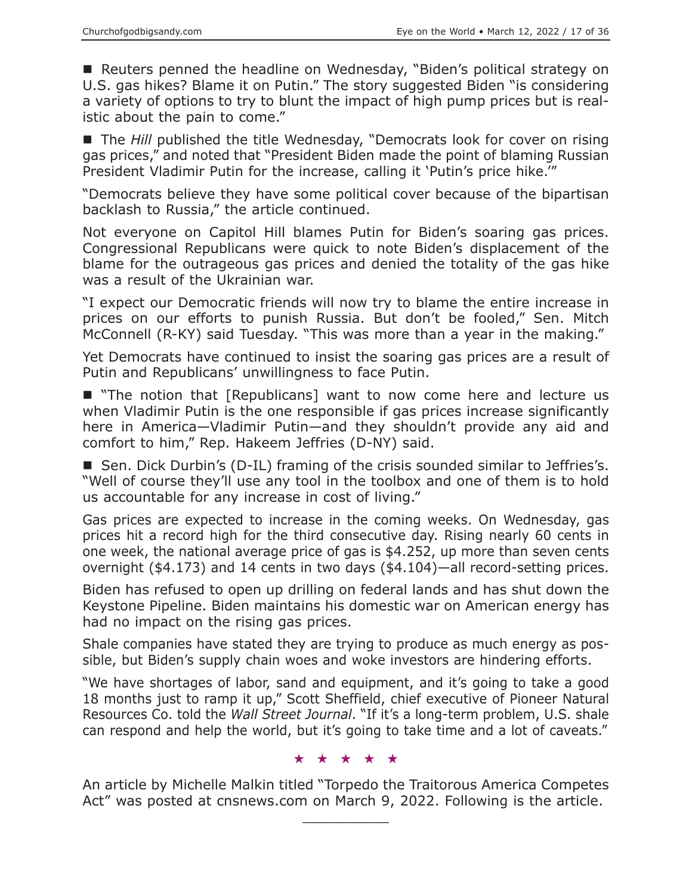■ Reuters penned the headline on Wednesday, "Biden's political strategy on U.S. gas hikes? Blame it on Putin." The story suggested Biden "is considering a variety of options to try to blunt the impact of high pump prices but is realistic about the pain to come."

■ The *Hill* published the title Wednesday, "Democrats look for cover on rising gas prices," and noted that "President Biden made the point of blaming Russian President Vladimir Putin for the increase, calling it 'Putin's price hike.'"

"Democrats believe they have some political cover because of the bipartisan backlash to Russia," the article continued.

Not everyone on Capitol Hill blames Putin for Biden's soaring gas prices. Congressional Republicans were quick to note Biden's displacement of the blame for the outrageous gas prices and denied the totality of the gas hike was a result of the Ukrainian war.

"I expect our Democratic friends will now try to blame the entire increase in prices on our efforts to punish Russia. But don't be fooled," Sen. Mitch McConnell (R-KY) said Tuesday. "This was more than a year in the making."

Yet Democrats have continued to insist the soaring gas prices are a result of Putin and Republicans' unwillingness to face Putin.

■ "The notion that [Republicans] want to now come here and lecture us when Vladimir Putin is the one responsible if gas prices increase significantly here in America—Vladimir Putin—and they shouldn't provide any aid and comfort to him," Rep. Hakeem Jeffries (D-NY) said.

■ Sen. Dick Durbin's (D-IL) framing of the crisis sounded similar to Jeffries's. "Well of course they'll use any tool in the toolbox and one of them is to hold us accountable for any increase in cost of living."

Gas prices are expected to increase in the coming weeks. On Wednesday, gas prices hit a record high for the third consecutive day. Rising nearly 60 cents in one week, the national average price of gas is $4.252, up more than seven cents overnight ($4.173) and 14 cents in two days ($4.104)—all record-setting prices.

Biden has refused to open up drilling on federal lands and has shut down the Keystone Pipeline. Biden maintains his domestic war on American energy has had no impact on the rising gas prices.

Shale companies have stated they are trying to produce as much energy as possible, but Biden's supply chain woes and woke investors are hindering efforts.

"We have shortages of labor, sand and equipment, and it's going to take a good 18 months just to ramp it up," Scott Sheffield, chief executive of Pioneer Natural Resources Co. told the *Wall Street Journal*. "If it's a long-term problem, U.S. shale can respond and help the world, but it's going to take time and a lot of caveats."

★ ★ ★ ★ ★

An article by Michelle Malkin titled "Torpedo the Traitorous America Competes Act" was posted at cnsnews.com on March 9, 2022. Following is the article.

---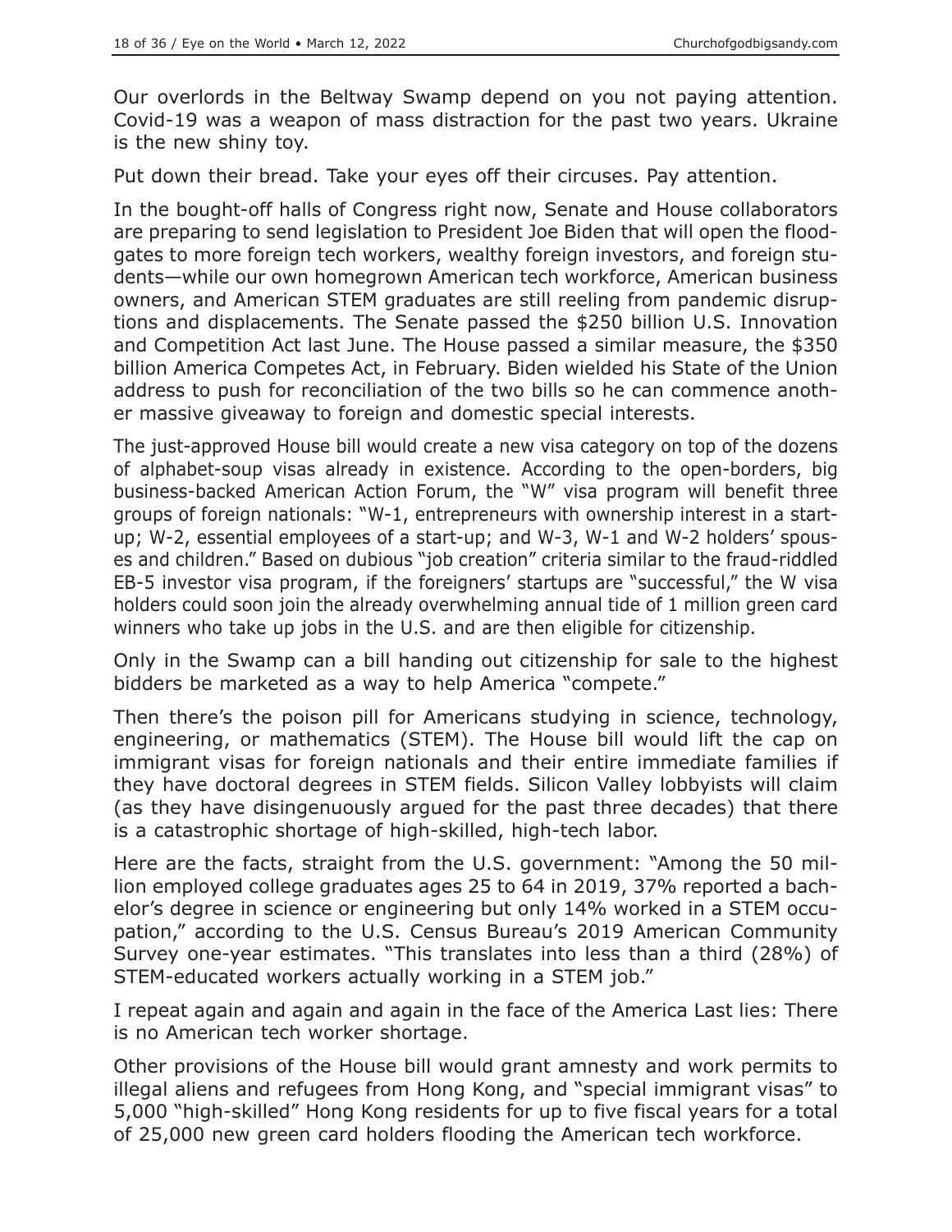Our overlords in the Beltway Swamp depend on you not paying attention. Covid-19 was a weapon of mass distraction for the past two years. Ukraine is the new shiny toy.

Put down their bread. Take your eyes off their circuses. Pay attention.

In the bought-off halls of Congress right now, Senate and House collaborators are preparing to send legislation to President Joe Biden that will open the floodgates to more foreign tech workers, wealthy foreign investors, and foreign students—while our own homegrown American tech workforce, American business owners, and American STEM graduates are still reeling from pandemic disruptions and displacements. The Senate passed the $250 billion U.S. Innovation and Competition Act last June. The House passed a similar measure, the $350 billion America Competes Act, in February. Biden wielded his State of the Union address to push for reconciliation of the two bills so he can commence another massive giveaway to foreign and domestic special interests.

The just-approved House bill would create a new visa category on top of the dozens of alphabet-soup visas already in existence. According to the open-borders, big business-backed American Action Forum, the "W" visa program will benefit three groups of foreign nationals: "W-1, entrepreneurs with ownership interest in a start-up; W-2, essential employees of a start-up; and W-3, W-1 and W-2 holders' spouses and children." Based on dubious "job creation" criteria similar to the fraud-riddled EB-5 investor visa program, if the foreigners' startups are "successful," the W visa holders could soon join the already overwhelming annual tide of 1 million green card winners who take up jobs in the U.S. and are then eligible for citizenship.

Only in the Swamp can a bill handing out citizenship for sale to the highest bidders be marketed as a way to help America "compete."

Then there's the poison pill for Americans studying in science, technology, engineering, or mathematics (STEM). The House bill would lift the cap on immigrant visas for foreign nationals and their entire immediate families if they have doctoral degrees in STEM fields. Silicon Valley lobbyists will claim (as they have disingenuously argued for the past three decades) that there is a catastrophic shortage of high-skilled, high-tech labor.

Here are the facts, straight from the U.S. government: "Among the 50 million employed college graduates ages 25 to 64 in 2019, 37% reported a bachelor's degree in science or engineering but only 14% worked in a STEM occupation," according to the U.S. Census Bureau's 2019 American Community Survey one-year estimates. "This translates into less than a third (28%) of STEM-educated workers actually working in a STEM job."

I repeat again and again and again in the face of the America Last lies: There is no American tech worker shortage.

Other provisions of the House bill would grant amnesty and work permits to illegal aliens and refugees from Hong Kong, and "special immigrant visas" to 5,000 "high-skilled" Hong Kong residents for up to five fiscal years for a total of 25,000 new green card holders flooding the American tech workforce.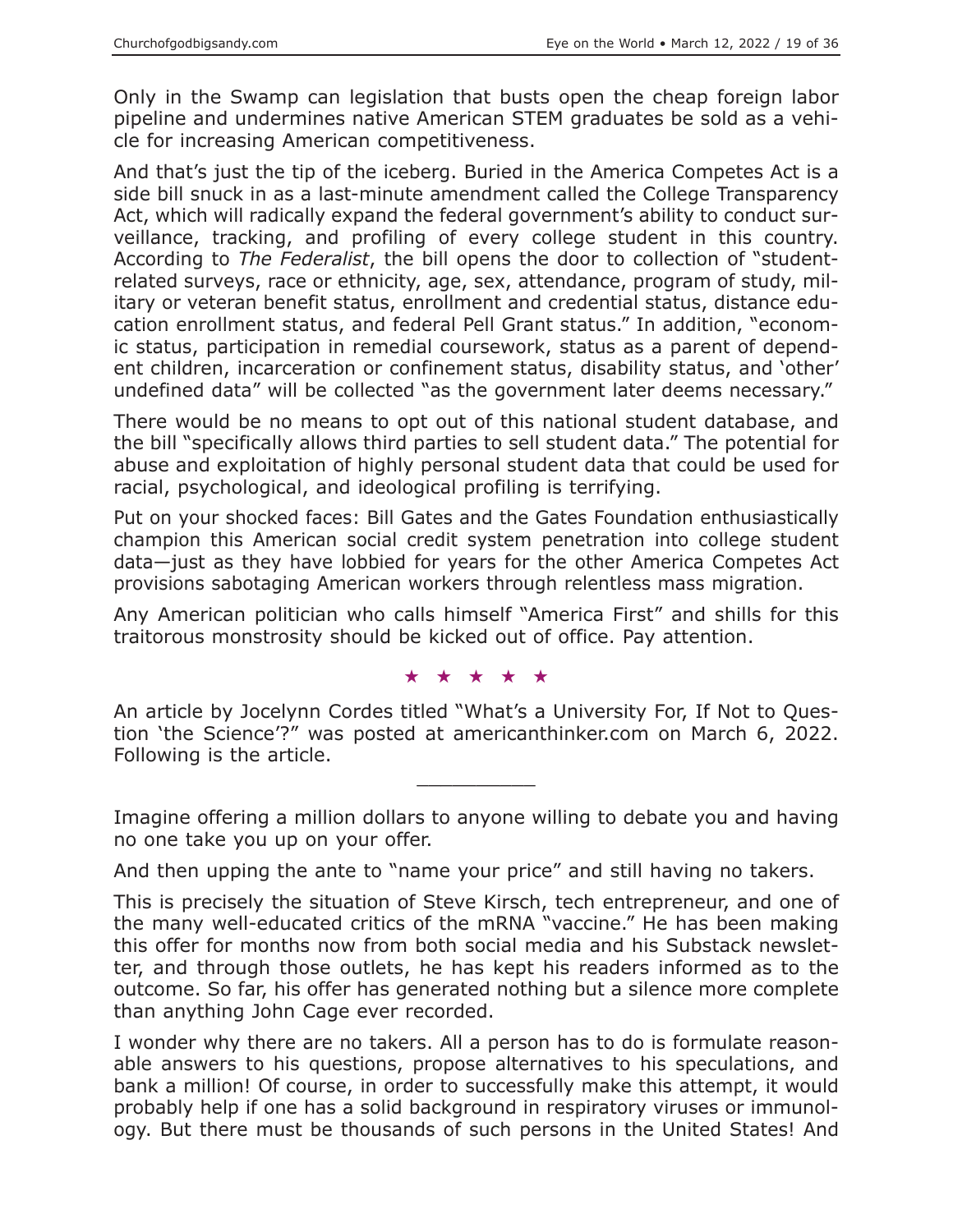Only in the Swamp can legislation that busts open the cheap foreign labor pipeline and undermines native American STEM graduates be sold as a vehicle for increasing American competitiveness.

And that's just the tip of the iceberg. Buried in the America Competes Act is a side bill snuck in as a last-minute amendment called the College Transparency Act, which will radically expand the federal government's ability to conduct surveillance, tracking, and profiling of every college student in this country. According to *The Federalist*, the bill opens the door to collection of "student-related surveys, race or ethnicity, age, sex, attendance, program of study, military or veteran benefit status, enrollment and credential status, distance education enrollment status, and federal Pell Grant status." In addition, "economic status, participation in remedial coursework, status as a parent of dependent children, incarceration or confinement status, disability status, and 'other' undefined data" will be collected "as the government later deems necessary."

There would be no means to opt out of this national student database, and the bill "specifically allows third parties to sell student data." The potential for abuse and exploitation of highly personal student data that could be used for racial, psychological, and ideological profiling is terrifying.

Put on your shocked faces: Bill Gates and the Gates Foundation enthusiastically champion this American social credit system penetration into college student data—just as they have lobbied for years for the other America Competes Act provisions sabotaging American workers through relentless mass migration.

Any American politician who calls himself "America First" and shills for this traitorous monstrosity should be kicked out of office. Pay attention.

★ ★ ★ ★ ★

An article by Jocelynn Cordes titled "What's a University For, If Not to Question 'the Science'?" was posted at americanthinker.com on March 6, 2022. Following is the article.

---

Imagine offering a million dollars to anyone willing to debate you and having no one take you up on your offer.

And then upping the ante to "name your price" and still having no takers.

This is precisely the situation of Steve Kirsch, tech entrepreneur, and one of the many well-educated critics of the mRNA "vaccine." He has been making this offer for months now from both social media and his Substack newsletter, and through those outlets, he has kept his readers informed as to the outcome. So far, his offer has generated nothing but a silence more complete than anything John Cage ever recorded.

I wonder why there are no takers. All a person has to do is formulate reasonable answers to his questions, propose alternatives to his speculations, and bank a million! Of course, in order to successfully make this attempt, it would probably help if one has a solid background in respiratory viruses or immunology. But there must be thousands of such persons in the United States! And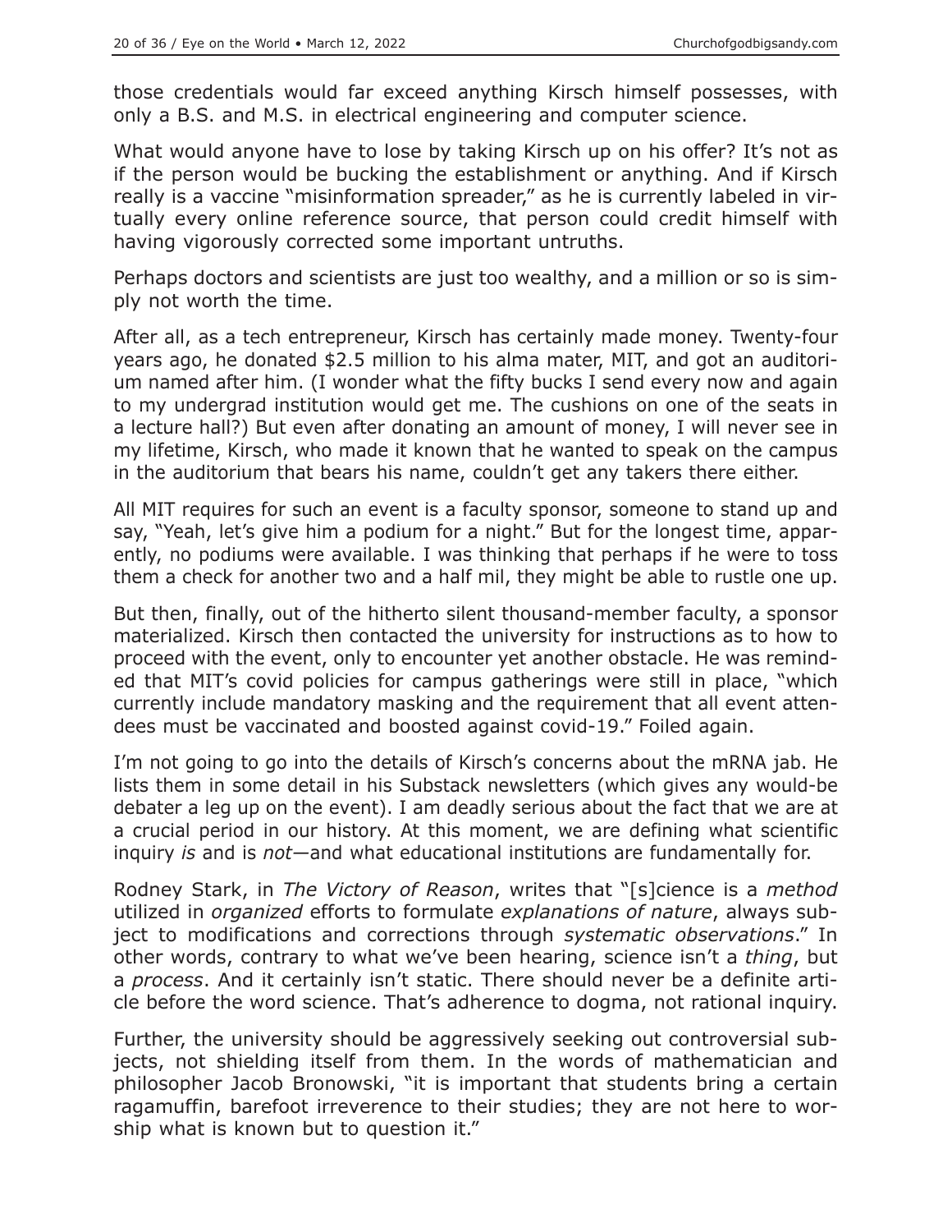those credentials would far exceed anything Kirsch himself possesses, with only a B.S. and M.S. in electrical engineering and computer science.

What would anyone have to lose by taking Kirsch up on his offer? It's not as if the person would be bucking the establishment or anything. And if Kirsch really is a vaccine "misinformation spreader," as he is currently labeled in virtually every online reference source, that person could credit himself with having vigorously corrected some important untruths.

Perhaps doctors and scientists are just too wealthy, and a million or so is simply not worth the time.

After all, as a tech entrepreneur, Kirsch has certainly made money. Twenty-four years ago, he donated $2.5 million to his alma mater, MIT, and got an auditorium named after him. (I wonder what the fifty bucks I send every now and again to my undergrad institution would get me. The cushions on one of the seats in a lecture hall?) But even after donating an amount of money, I will never see in my lifetime, Kirsch, who made it known that he wanted to speak on the campus in the auditorium that bears his name, couldn't get any takers there either.

All MIT requires for such an event is a faculty sponsor, someone to stand up and say, "Yeah, let's give him a podium for a night." But for the longest time, apparently, no podiums were available. I was thinking that perhaps if he were to toss them a check for another two and a half mil, they might be able to rustle one up.

But then, finally, out of the hitherto silent thousand-member faculty, a sponsor materialized. Kirsch then contacted the university for instructions as to how to proceed with the event, only to encounter yet another obstacle. He was reminded that MIT's covid policies for campus gatherings were still in place, "which currently include mandatory masking and the requirement that all event attendees must be vaccinated and boosted against covid-19." Foiled again.

I'm not going to go into the details of Kirsch's concerns about the mRNA jab. He lists them in some detail in his Substack newsletters (which gives any would-be debater a leg up on the event). I am deadly serious about the fact that we are at a crucial period in our history. At this moment, we are defining what scientific inquiry *is* and is *not*—and what educational institutions are fundamentally for.

Rodney Stark, in *The Victory of Reason*, writes that "[s]cience is a *method* utilized in *organized* efforts to formulate *explanations of nature*, always subject to modifications and corrections through *systematic observations*." In other words, contrary to what we've been hearing, science isn't a *thing*, but a *process*. And it certainly isn't static. There should never be a definite article before the word science. That's adherence to dogma, not rational inquiry.

Further, the university should be aggressively seeking out controversial subjects, not shielding itself from them. In the words of mathematician and philosopher Jacob Bronowski, "it is important that students bring a certain ragamuffin, barefoot irreverence to their studies; they are not here to worship what is known but to question it."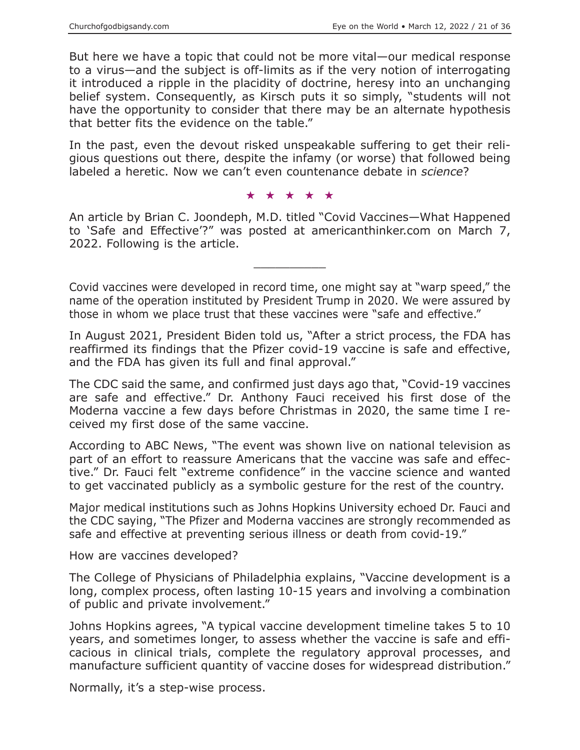But here we have a topic that could not be more vital—our medical response to a virus—and the subject is off-limits as if the very notion of interrogating it introduced a ripple in the placidity of doctrine, heresy into an unchanging belief system. Consequently, as Kirsch puts it so simply, "students will not have the opportunity to consider that there may be an alternate hypothesis that better fits the evidence on the table."

In the past, even the devout risked unspeakable suffering to get their religious questions out there, despite the infamy (or worse) that followed being labeled a heretic. Now we can't even countenance debate in *science*?

★ ★ ★ ★ ★

An article by Brian C. Joondeph, M.D. titled "Covid Vaccines—What Happened to 'Safe and Effective'?" was posted at americanthinker.com on March 7, 2022. Following is the article.

---

Covid vaccines were developed in record time, one might say at "warp speed," the name of the operation instituted by President Trump in 2020. We were assured by those in whom we place trust that these vaccines were "safe and effective."

In August 2021, President Biden told us, "After a strict process, the FDA has reaffirmed its findings that the Pfizer covid-19 vaccine is safe and effective, and the FDA has given its full and final approval."

The CDC said the same, and confirmed just days ago that, "Covid-19 vaccines are safe and effective." Dr. Anthony Fauci received his first dose of the Moderna vaccine a few days before Christmas in 2020, the same time I received my first dose of the same vaccine.

According to ABC News, "The event was shown live on national television as part of an effort to reassure Americans that the vaccine was safe and effective." Dr. Fauci felt "extreme confidence" in the vaccine science and wanted to get vaccinated publicly as a symbolic gesture for the rest of the country.

Major medical institutions such as Johns Hopkins University echoed Dr. Fauci and the CDC saying, "The Pfizer and Moderna vaccines are strongly recommended as safe and effective at preventing serious illness or death from covid-19."

How are vaccines developed?

The College of Physicians of Philadelphia explains, "Vaccine development is a long, complex process, often lasting 10-15 years and involving a combination of public and private involvement."

Johns Hopkins agrees, "A typical vaccine development timeline takes 5 to 10 years, and sometimes longer, to assess whether the vaccine is safe and efficacious in clinical trials, complete the regulatory approval processes, and manufacture sufficient quantity of vaccine doses for widespread distribution."

Normally, it's a step-wise process.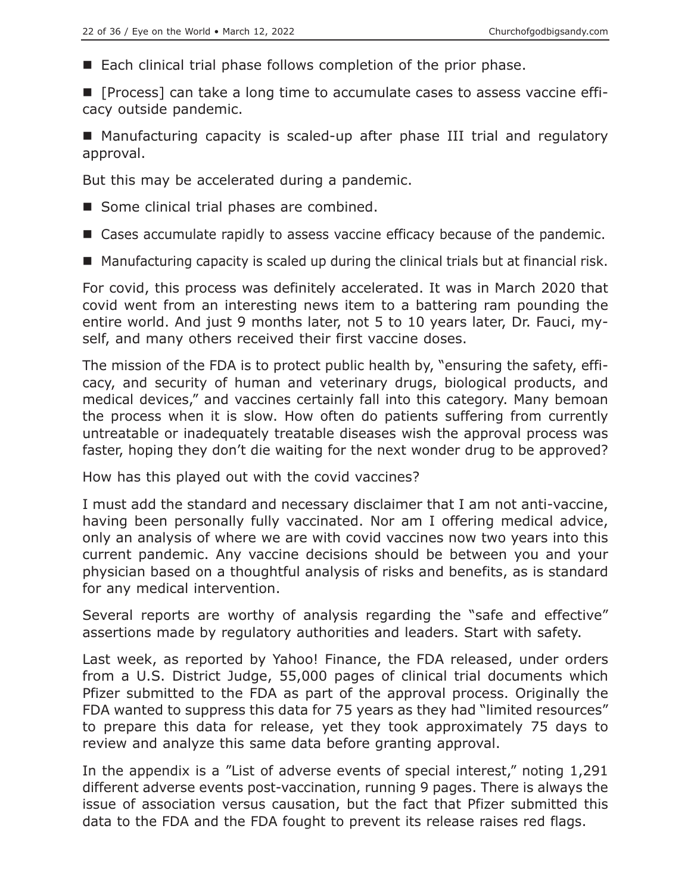- Each clinical trial phase follows completion of the prior phase.
- [Process] can take a long time to accumulate cases to assess vaccine efficacy outside pandemic.
- Manufacturing capacity is scaled-up after phase III trial and regulatory approval.

But this may be accelerated during a pandemic.

- Some clinical trial phases are combined.
- Cases accumulate rapidly to assess vaccine efficacy because of the pandemic.
- Manufacturing capacity is scaled up during the clinical trials but at financial risk.

For covid, this process was definitely accelerated. It was in March 2020 that covid went from an interesting news item to a battering ram pounding the entire world. And just 9 months later, not 5 to 10 years later, Dr. Fauci, myself, and many others received their first vaccine doses.

The mission of the FDA is to protect public health by, "ensuring the safety, efficacy, and security of human and veterinary drugs, biological products, and medical devices," and vaccines certainly fall into this category. Many bemoan the process when it is slow. How often do patients suffering from currently untreatable or inadequately treatable diseases wish the approval process was faster, hoping they don't die waiting for the next wonder drug to be approved?

How has this played out with the covid vaccines?

I must add the standard and necessary disclaimer that I am not anti-vaccine, having been personally fully vaccinated. Nor am I offering medical advice, only an analysis of where we are with covid vaccines now two years into this current pandemic. Any vaccine decisions should be between you and your physician based on a thoughtful analysis of risks and benefits, as is standard for any medical intervention.

Several reports are worthy of analysis regarding the "safe and effective" assertions made by regulatory authorities and leaders. Start with safety.

Last week, as reported by Yahoo! Finance, the FDA released, under orders from a U.S. District Judge, 55,000 pages of clinical trial documents which Pfizer submitted to the FDA as part of the approval process. Originally the FDA wanted to suppress this data for 75 years as they had "limited resources" to prepare this data for release, yet they took approximately 75 days to review and analyze this same data before granting approval.

In the appendix is a "List of adverse events of special interest," noting 1,291 different adverse events post-vaccination, running 9 pages. There is always the issue of association versus causation, but the fact that Pfizer submitted this data to the FDA and the FDA fought to prevent its release raises red flags.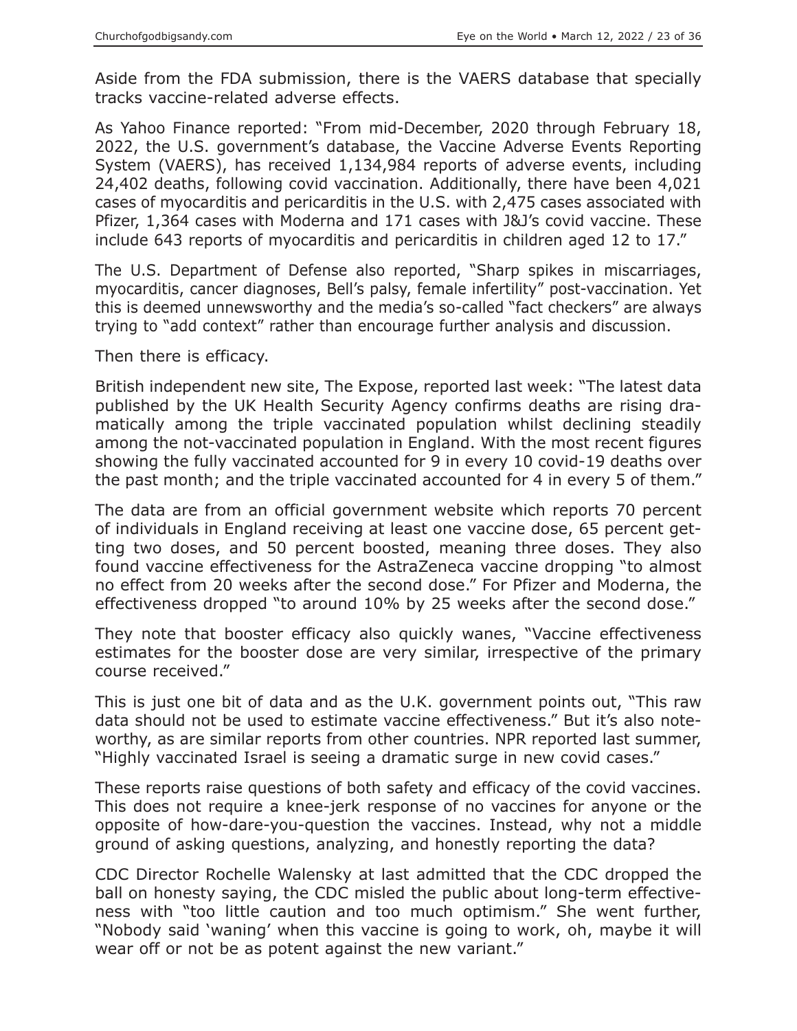Aside from the FDA submission, there is the VAERS database that specially tracks vaccine-related adverse effects.

As Yahoo Finance reported: "From mid-December, 2020 through February 18, 2022, the U.S. government's database, the Vaccine Adverse Events Reporting System (VAERS), has received 1,134,984 reports of adverse events, including 24,402 deaths, following covid vaccination. Additionally, there have been 4,021 cases of myocarditis and pericarditis in the U.S. with 2,475 cases associated with Pfizer, 1,364 cases with Moderna and 171 cases with J&J's covid vaccine. These include 643 reports of myocarditis and pericarditis in children aged 12 to 17."

The U.S. Department of Defense also reported, "Sharp spikes in miscarriages, myocarditis, cancer diagnoses, Bell's palsy, female infertility" post-vaccination. Yet this is deemed unnewsworthy and the media's so-called "fact checkers" are always trying to "add context" rather than encourage further analysis and discussion.

Then there is efficacy.

British independent new site, The Expose, reported last week: "The latest data published by the UK Health Security Agency confirms deaths are rising dramatically among the triple vaccinated population whilst declining steadily among the not-vaccinated population in England. With the most recent figures showing the fully vaccinated accounted for 9 in every 10 covid-19 deaths over the past month; and the triple vaccinated accounted for 4 in every 5 of them."

The data are from an official government website which reports 70 percent of individuals in England receiving at least one vaccine dose, 65 percent getting two doses, and 50 percent boosted, meaning three doses. They also found vaccine effectiveness for the AstraZeneca vaccine dropping "to almost no effect from 20 weeks after the second dose." For Pfizer and Moderna, the effectiveness dropped "to around 10% by 25 weeks after the second dose."

They note that booster efficacy also quickly wanes, "Vaccine effectiveness estimates for the booster dose are very similar, irrespective of the primary course received."

This is just one bit of data and as the U.K. government points out, "This raw data should not be used to estimate vaccine effectiveness." But it's also noteworthy, as are similar reports from other countries. NPR reported last summer, "Highly vaccinated Israel is seeing a dramatic surge in new covid cases."

These reports raise questions of both safety and efficacy of the covid vaccines. This does not require a knee-jerk response of no vaccines for anyone or the opposite of how-dare-you-question the vaccines. Instead, why not a middle ground of asking questions, analyzing, and honestly reporting the data?

CDC Director Rochelle Walensky at last admitted that the CDC dropped the ball on honesty saying, the CDC misled the public about long-term effectiveness with "too little caution and too much optimism." She went further, "Nobody said 'waning' when this vaccine is going to work, oh, maybe it will wear off or not be as potent against the new variant."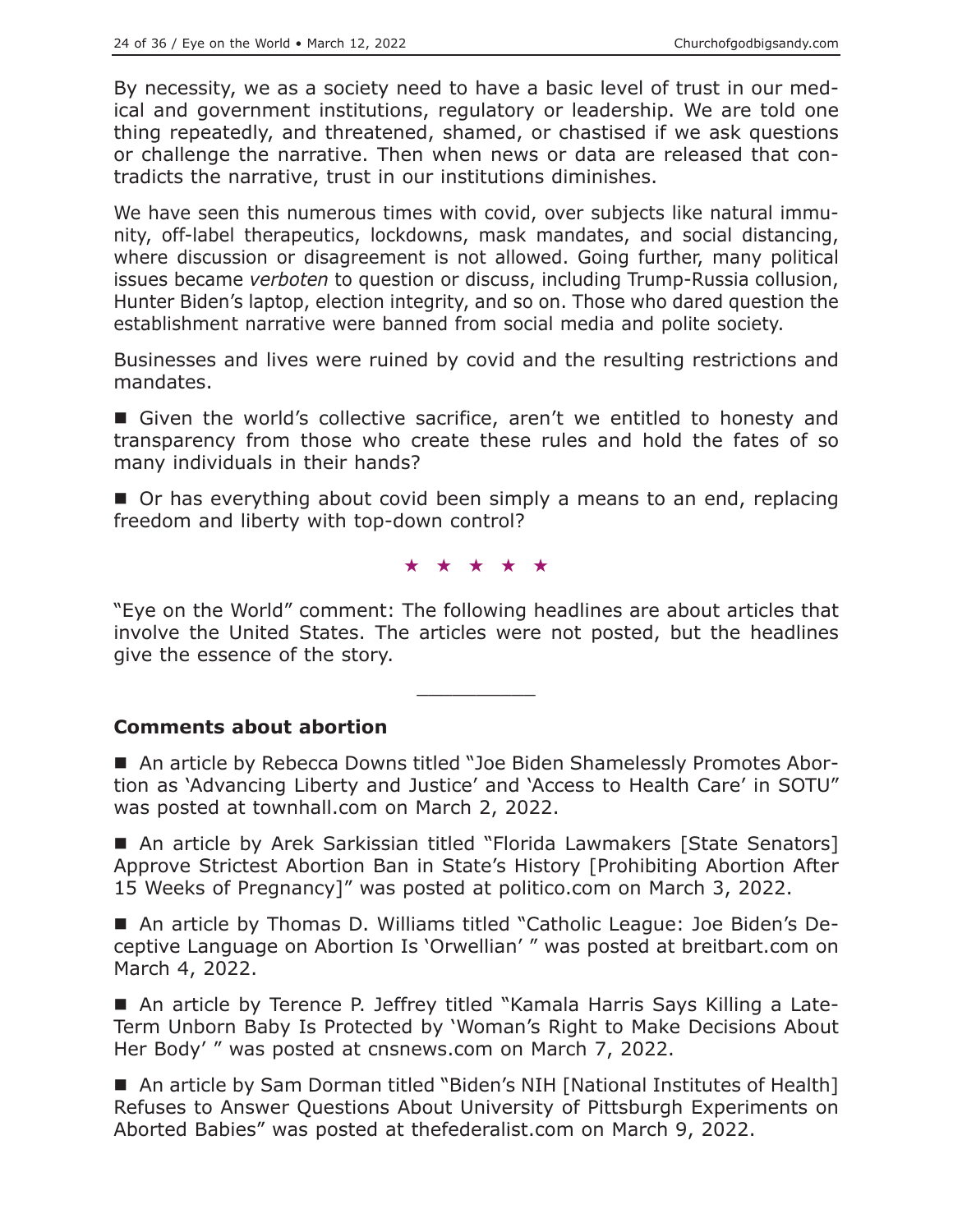By necessity, we as a society need to have a basic level of trust in our medical and government institutions, regulatory or leadership. We are told one thing repeatedly, and threatened, shamed, or chastised if we ask questions or challenge the narrative. Then when news or data are released that contradicts the narrative, trust in our institutions diminishes.

We have seen this numerous times with covid, over subjects like natural immunity, off-label therapeutics, lockdowns, mask mandates, and social distancing, where discussion or disagreement is not allowed. Going further, many political issues became *verboten* to question or discuss, including Trump-Russia collusion, Hunter Biden's laptop, election integrity, and so on. Those who dared question the establishment narrative were banned from social media and polite society.

Businesses and lives were ruined by covid and the resulting restrictions and mandates.

■ Given the world's collective sacrifice, aren't we entitled to honesty and transparency from those who create these rules and hold the fates of so many individuals in their hands?

■ Or has everything about covid been simply a means to an end, replacing freedom and liberty with top-down control?

★ ★ ★ ★ ★

"Eye on the World" comment: The following headlines are about articles that involve the United States. The articles were not posted, but the headlines give the essence of the story.

---

## Comments about abortion

■ An article by Rebecca Downs titled "Joe Biden Shamelessly Promotes Abortion as 'Advancing Liberty and Justice' and 'Access to Health Care' in SOTU" was posted at townhall.com on March 2, 2022.

■ An article by Arek Sarkissian titled "Florida Lawmakers [State Senators] Approve Strictest Abortion Ban in State's History [Prohibiting Abortion After 15 Weeks of Pregnancy]" was posted at politico.com on March 3, 2022.

■ An article by Thomas D. Williams titled "Catholic League: Joe Biden's Deceptive Language on Abortion Is 'Orwellian' " was posted at breitbart.com on March 4, 2022.

■ An article by Terence P. Jeffrey titled "Kamala Harris Says Killing a Late-Term Unborn Baby Is Protected by 'Woman's Right to Make Decisions About Her Body' " was posted at cnsnews.com on March 7, 2022.

■ An article by Sam Dorman titled "Biden's NIH [National Institutes of Health] Refuses to Answer Questions About University of Pittsburgh Experiments on Aborted Babies" was posted at thefederalist.com on March 9, 2022.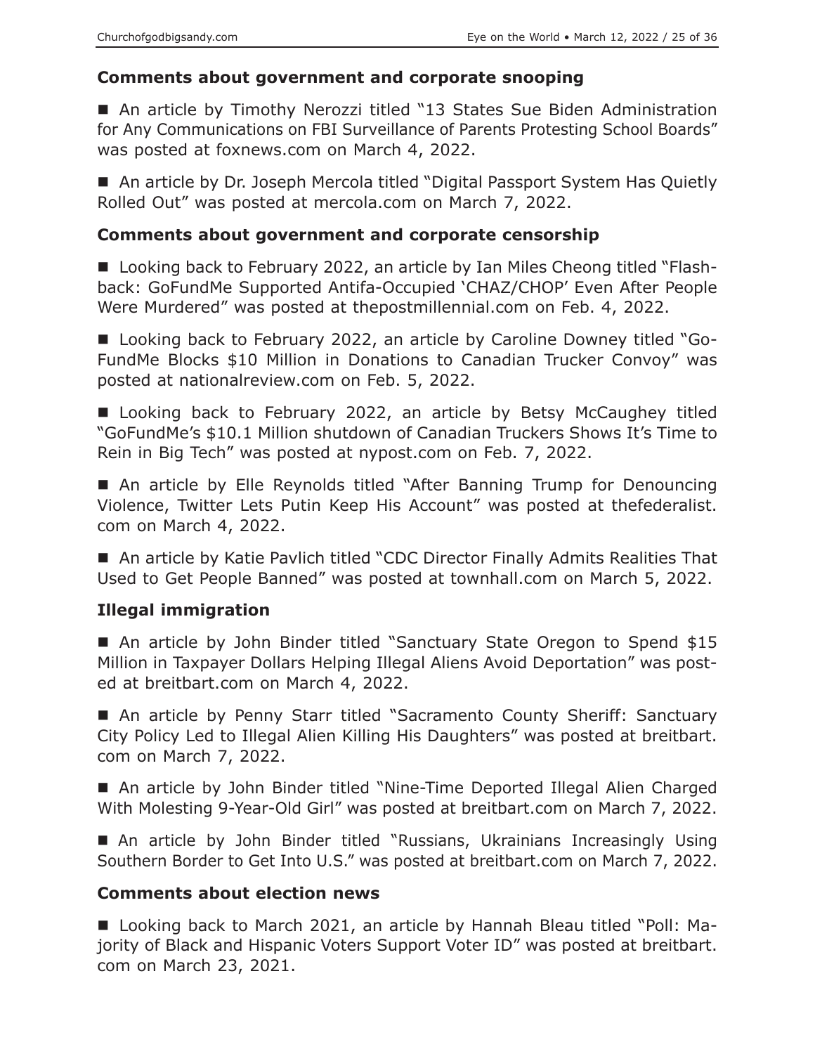### Comments about government and corporate snooping

- An article by Timothy Nerozzi titled "13 States Sue Biden Administration for Any Communications on FBI Surveillance of Parents Protesting School Boards" was posted at foxnews.com on March 4, 2022.

- An article by Dr. Joseph Mercola titled "Digital Passport System Has Quietly Rolled Out" was posted at mercola.com on March 7, 2022.

### Comments about government and corporate censorship

- Looking back to February 2022, an article by Ian Miles Cheong titled "Flashback: GoFundMe Supported Antifa-Occupied 'CHAZ/CHOP' Even After People Were Murdered" was posted at thepostmillennial.com on Feb. 4, 2022.

- Looking back to February 2022, an article by Caroline Downey titled "GoFundMe Blocks $10 Million in Donations to Canadian Trucker Convoy" was posted at nationalreview.com on Feb. 5, 2022.

- Looking back to February 2022, an article by Betsy McCaughey titled "GoFundMe's $10.1 Million shutdown of Canadian Truckers Shows It's Time to Rein in Big Tech" was posted at nypost.com on Feb. 7, 2022.

- An article by Elle Reynolds titled "After Banning Trump for Denouncing Violence, Twitter Lets Putin Keep His Account" was posted at thefederalist.com on March 4, 2022.

- An article by Katie Pavlich titled "CDC Director Finally Admits Realities That Used to Get People Banned" was posted at townhall.com on March 5, 2022.

### Illegal immigration

- An article by John Binder titled "Sanctuary State Oregon to Spend $15 Million in Taxpayer Dollars Helping Illegal Aliens Avoid Deportation" was posted at breitbart.com on March 4, 2022.

- An article by Penny Starr titled "Sacramento County Sheriff: Sanctuary City Policy Led to Illegal Alien Killing His Daughters" was posted at breitbart.com on March 7, 2022.

- An article by John Binder titled "Nine-Time Deported Illegal Alien Charged With Molesting 9-Year-Old Girl" was posted at breitbart.com on March 7, 2022.

- An article by John Binder titled "Russians, Ukrainians Increasingly Using Southern Border to Get Into U.S." was posted at breitbart.com on March 7, 2022.

### Comments about election news

- Looking back to March 2021, an article by Hannah Bleau titled "Poll: Majority of Black and Hispanic Voters Support Voter ID" was posted at breitbart.com on March 23, 2021.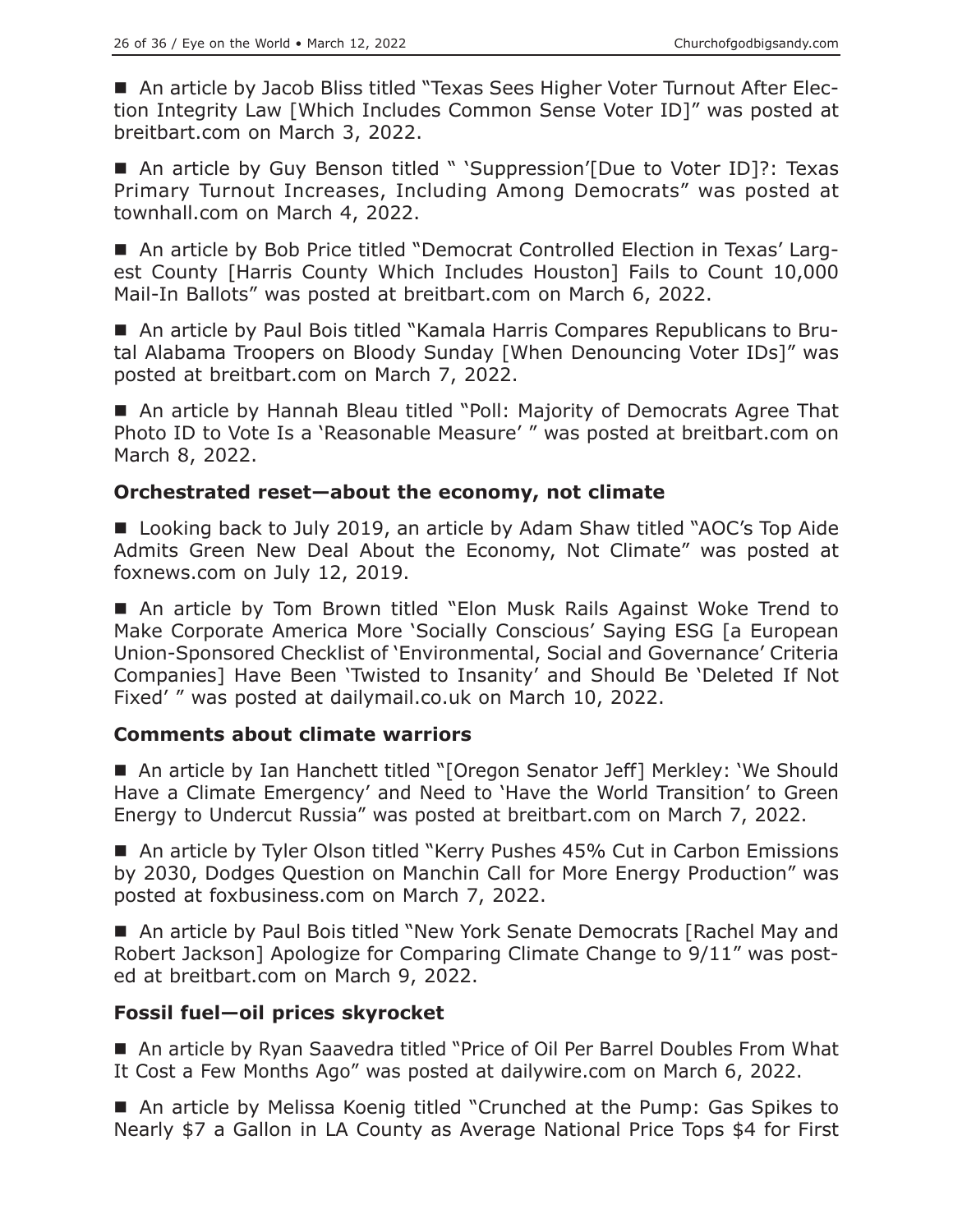■ An article by Jacob Bliss titled "Texas Sees Higher Voter Turnout After Election Integrity Law [Which Includes Common Sense Voter ID]" was posted at breitbart.com on March 3, 2022.

■ An article by Guy Benson titled " 'Suppression'[Due to Voter ID]?: Texas Primary Turnout Increases, Including Among Democrats" was posted at townhall.com on March 4, 2022.

■ An article by Bob Price titled "Democrat Controlled Election in Texas' Largest County [Harris County Which Includes Houston] Fails to Count 10,000 Mail-In Ballots" was posted at breitbart.com on March 6, 2022.

■ An article by Paul Bois titled "Kamala Harris Compares Republicans to Brutal Alabama Troopers on Bloody Sunday [When Denouncing Voter IDs]" was posted at breitbart.com on March 7, 2022.

■ An article by Hannah Bleau titled "Poll: Majority of Democrats Agree That Photo ID to Vote Is a 'Reasonable Measure' " was posted at breitbart.com on March 8, 2022.

### Orchestrated reset—about the economy, not climate

■ Looking back to July 2019, an article by Adam Shaw titled "AOC's Top Aide Admits Green New Deal About the Economy, Not Climate" was posted at foxnews.com on July 12, 2019.

■ An article by Tom Brown titled "Elon Musk Rails Against Woke Trend to Make Corporate America More 'Socially Conscious' Saying ESG [a European Union-Sponsored Checklist of 'Environmental, Social and Governance' Criteria Companies] Have Been 'Twisted to Insanity' and Should Be 'Deleted If Not Fixed' " was posted at dailymail.co.uk on March 10, 2022.

### Comments about climate warriors

■ An article by Ian Hanchett titled "[Oregon Senator Jeff] Merkley: 'We Should Have a Climate Emergency' and Need to 'Have the World Transition' to Green Energy to Undercut Russia" was posted at breitbart.com on March 7, 2022.

■ An article by Tyler Olson titled "Kerry Pushes 45% Cut in Carbon Emissions by 2030, Dodges Question on Manchin Call for More Energy Production" was posted at foxbusiness.com on March 7, 2022.

■ An article by Paul Bois titled "New York Senate Democrats [Rachel May and Robert Jackson] Apologize for Comparing Climate Change to 9/11" was posted at breitbart.com on March 9, 2022.

### Fossil fuel—oil prices skyrocket

■ An article by Ryan Saavedra titled "Price of Oil Per Barrel Doubles From What It Cost a Few Months Ago" was posted at dailywire.com on March 6, 2022.

■ An article by Melissa Koenig titled "Crunched at the Pump: Gas Spikes to Nearly $7 a Gallon in LA County as Average National Price Tops $4 for First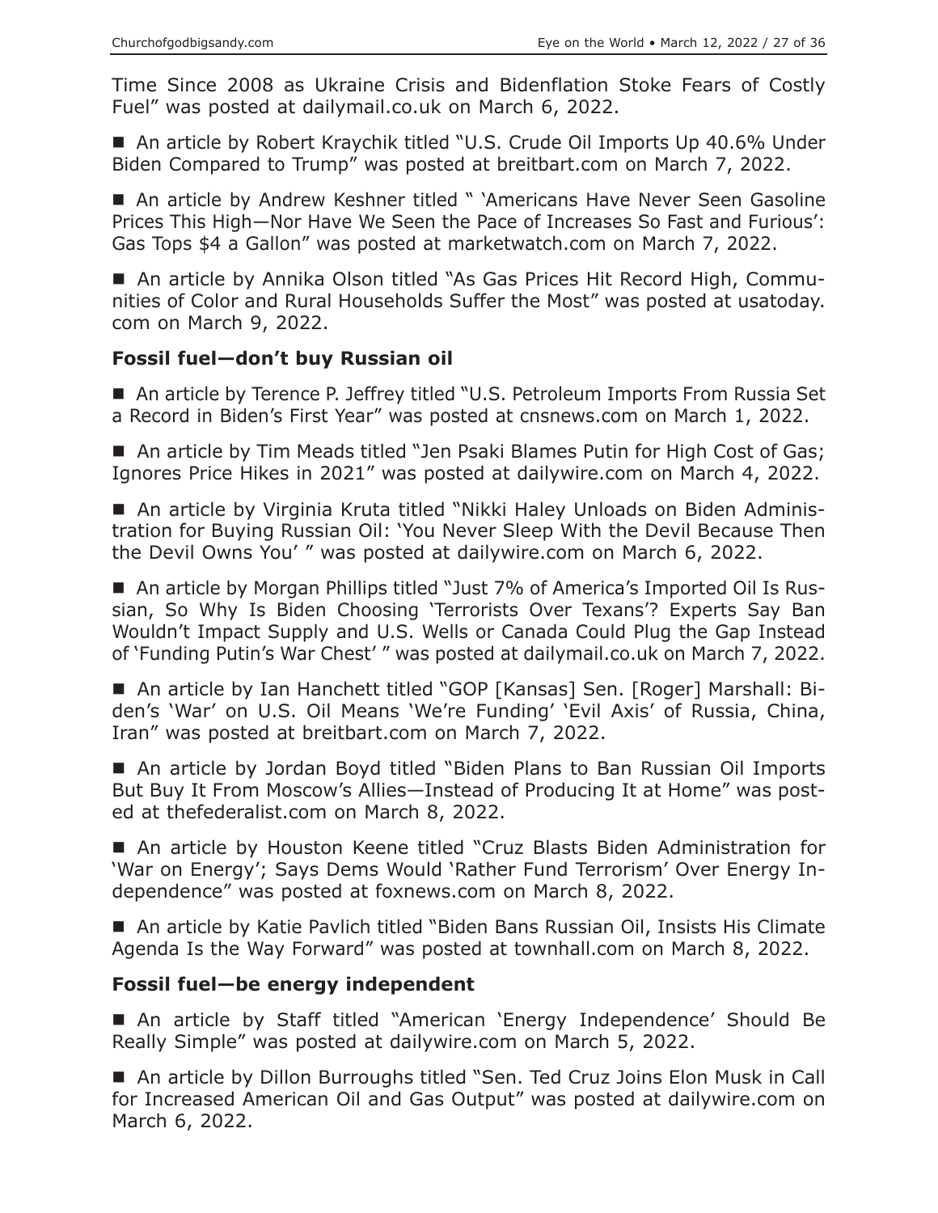Time Since 2008 as Ukraine Crisis and Bidenflation Stoke Fears of Costly Fuel" was posted at dailymail.co.uk on March 6, 2022.

■ An article by Robert Kraychik titled "U.S. Crude Oil Imports Up 40.6% Under Biden Compared to Trump" was posted at breitbart.com on March 7, 2022.

■ An article by Andrew Keshner titled " 'Americans Have Never Seen Gasoline Prices This High—Nor Have We Seen the Pace of Increases So Fast and Furious': Gas Tops $4 a Gallon" was posted at marketwatch.com on March 7, 2022.

■ An article by Annika Olson titled "As Gas Prices Hit Record High, Communities of Color and Rural Households Suffer the Most" was posted at usatoday.com on March 9, 2022.

### Fossil fuel—don't buy Russian oil

■ An article by Terence P. Jeffrey titled "U.S. Petroleum Imports From Russia Set a Record in Biden's First Year" was posted at cnsnews.com on March 1, 2022.

■ An article by Tim Meads titled "Jen Psaki Blames Putin for High Cost of Gas; Ignores Price Hikes in 2021" was posted at dailywire.com on March 4, 2022.

■ An article by Virginia Kruta titled "Nikki Haley Unloads on Biden Administration for Buying Russian Oil: 'You Never Sleep With the Devil Because Then the Devil Owns You' " was posted at dailywire.com on March 6, 2022.

■ An article by Morgan Phillips titled "Just 7% of America's Imported Oil Is Russian, So Why Is Biden Choosing 'Terrorists Over Texans'? Experts Say Ban Wouldn't Impact Supply and U.S. Wells or Canada Could Plug the Gap Instead of 'Funding Putin's War Chest' " was posted at dailymail.co.uk on March 7, 2022.

■ An article by Ian Hanchett titled "GOP [Kansas] Sen. [Roger] Marshall: Biden's 'War' on U.S. Oil Means 'We're Funding' 'Evil Axis' of Russia, China, Iran" was posted at breitbart.com on March 7, 2022.

■ An article by Jordan Boyd titled "Biden Plans to Ban Russian Oil Imports But Buy It From Moscow's Allies—Instead of Producing It at Home" was posted at thefederalist.com on March 8, 2022.

■ An article by Houston Keene titled "Cruz Blasts Biden Administration for 'War on Energy'; Says Dems Would 'Rather Fund Terrorism' Over Energy Independence" was posted at foxnews.com on March 8, 2022.

■ An article by Katie Pavlich titled "Biden Bans Russian Oil, Insists His Climate Agenda Is the Way Forward" was posted at townhall.com on March 8, 2022.

### Fossil fuel—be energy independent

■ An article by Staff titled "American 'Energy Independence' Should Be Really Simple" was posted at dailywire.com on March 5, 2022.

■ An article by Dillon Burroughs titled "Sen. Ted Cruz Joins Elon Musk in Call for Increased American Oil and Gas Output" was posted at dailywire.com on March 6, 2022.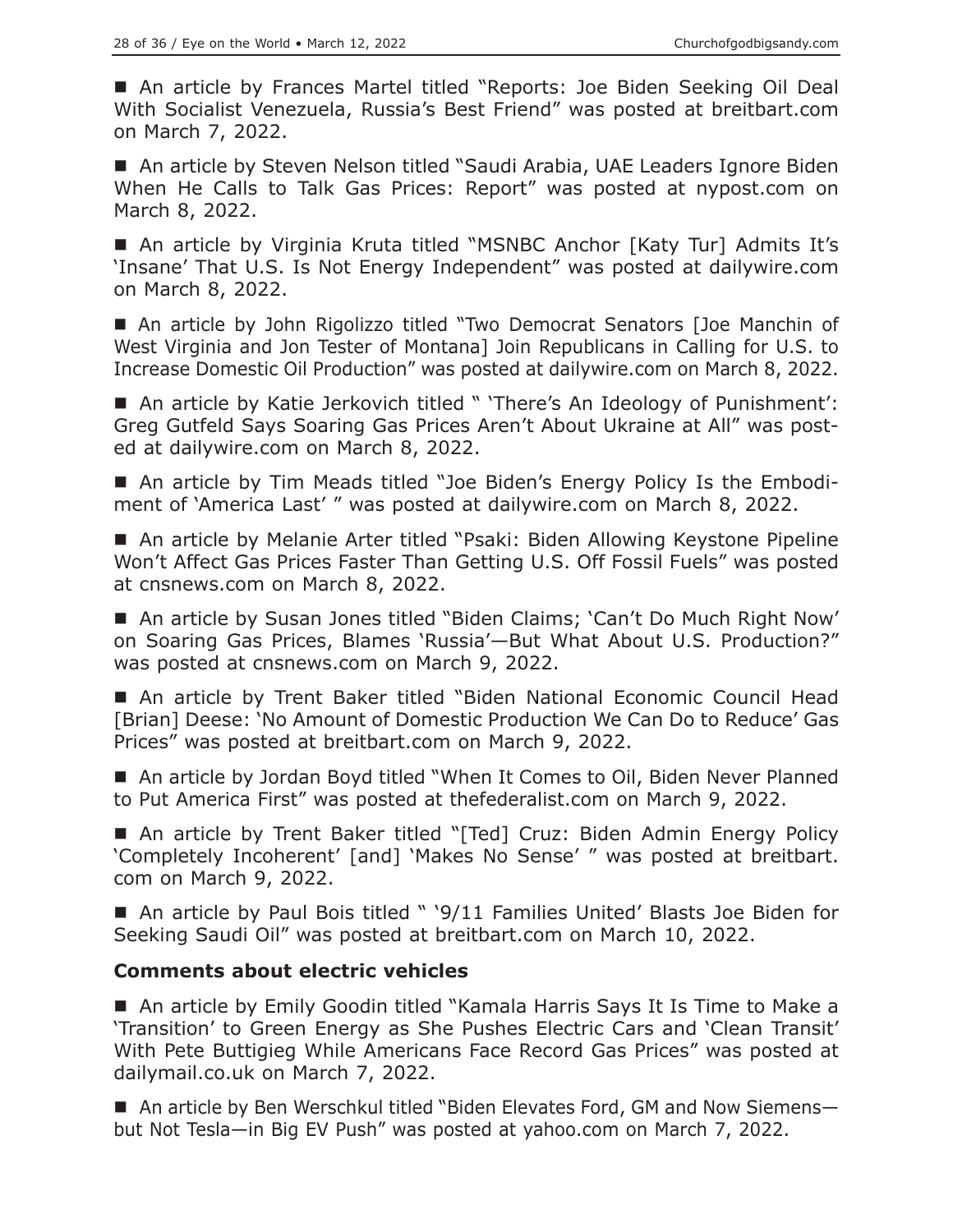■ An article by Frances Martel titled "Reports: Joe Biden Seeking Oil Deal With Socialist Venezuela, Russia's Best Friend" was posted at breitbart.com on March 7, 2022.

■ An article by Steven Nelson titled "Saudi Arabia, UAE Leaders Ignore Biden When He Calls to Talk Gas Prices: Report" was posted at nypost.com on March 8, 2022.

■ An article by Virginia Kruta titled "MSNBC Anchor [Katy Tur] Admits It's 'Insane' That U.S. Is Not Energy Independent" was posted at dailywire.com on March 8, 2022.

■ An article by John Rigolizzo titled "Two Democrat Senators [Joe Manchin of West Virginia and Jon Tester of Montana] Join Republicans in Calling for U.S. to Increase Domestic Oil Production" was posted at dailywire.com on March 8, 2022.

■ An article by Katie Jerkovich titled " 'There's An Ideology of Punishment': Greg Gutfeld Says Soaring Gas Prices Aren't About Ukraine at All" was posted at dailywire.com on March 8, 2022.

■ An article by Tim Meads titled "Joe Biden's Energy Policy Is the Embodiment of 'America Last' " was posted at dailywire.com on March 8, 2022.

■ An article by Melanie Arter titled "Psaki: Biden Allowing Keystone Pipeline Won't Affect Gas Prices Faster Than Getting U.S. Off Fossil Fuels" was posted at cnsnews.com on March 8, 2022.

■ An article by Susan Jones titled "Biden Claims; 'Can't Do Much Right Now' on Soaring Gas Prices, Blames 'Russia'—But What About U.S. Production?" was posted at cnsnews.com on March 9, 2022.

■ An article by Trent Baker titled "Biden National Economic Council Head [Brian] Deese: 'No Amount of Domestic Production We Can Do to Reduce' Gas Prices" was posted at breitbart.com on March 9, 2022.

■ An article by Jordan Boyd titled "When It Comes to Oil, Biden Never Planned to Put America First" was posted at thefederalist.com on March 9, 2022.

■ An article by Trent Baker titled "[Ted] Cruz: Biden Admin Energy Policy 'Completely Incoherent' [and] 'Makes No Sense' " was posted at breitbart.com on March 9, 2022.

■ An article by Paul Bois titled " '9/11 Families United' Blasts Joe Biden for Seeking Saudi Oil" was posted at breitbart.com on March 10, 2022.

**Comments about electric vehicles**

■ An article by Emily Goodin titled "Kamala Harris Says It Is Time to Make a 'Transition' to Green Energy as She Pushes Electric Cars and 'Clean Transit' With Pete Buttigieg While Americans Face Record Gas Prices" was posted at dailymail.co.uk on March 7, 2022.

■ An article by Ben Werschkul titled "Biden Elevates Ford, GM and Now Siemens—but Not Tesla—in Big EV Push" was posted at yahoo.com on March 7, 2022.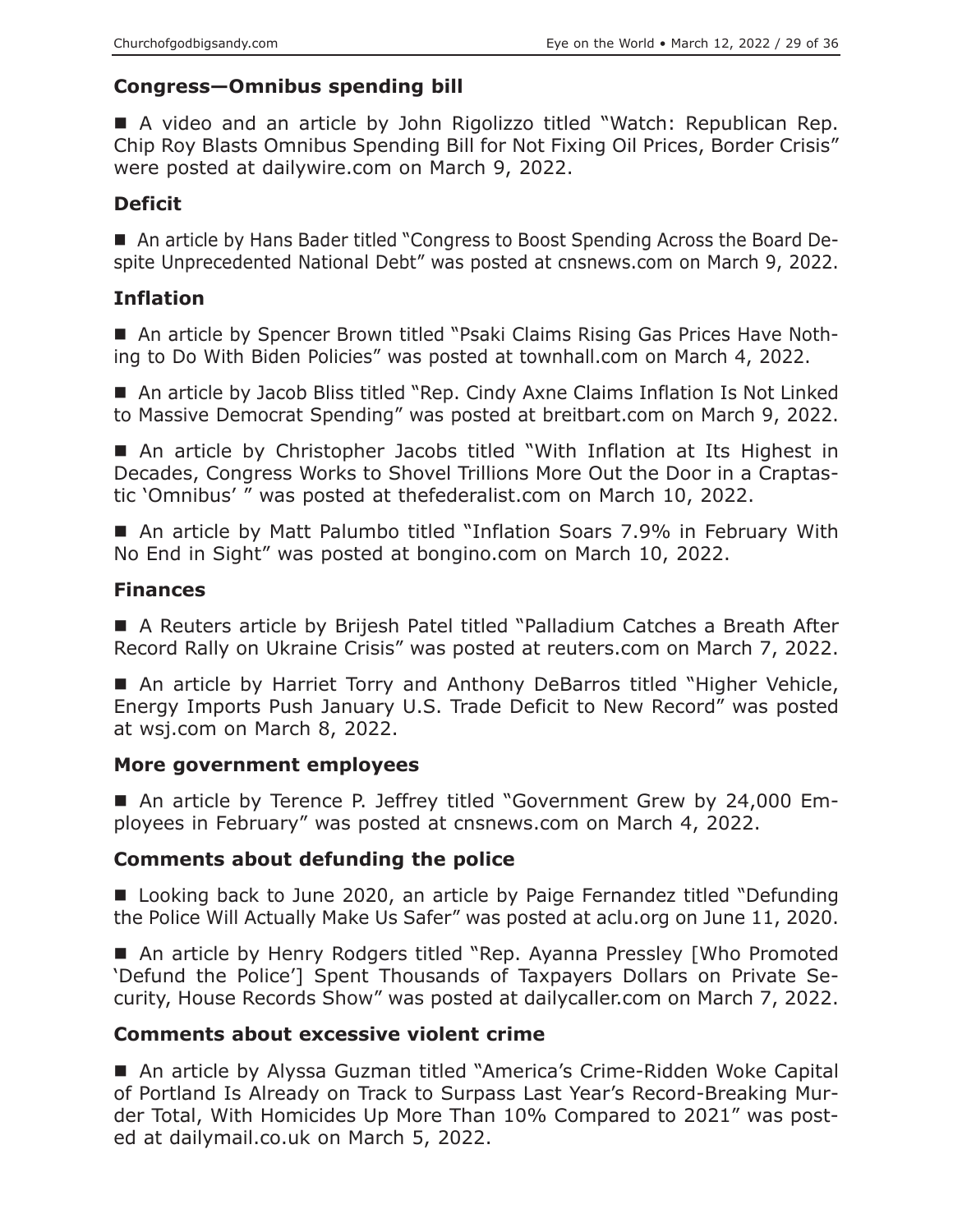### Congress—Omnibus spending bill

■ A video and an article by John Rigolizzo titled "Watch: Republican Rep. Chip Roy Blasts Omnibus Spending Bill for Not Fixing Oil Prices, Border Crisis" were posted at dailywire.com on March 9, 2022.

### Deficit

■ An article by Hans Bader titled "Congress to Boost Spending Across the Board Despite Unprecedented National Debt" was posted at cnsnews.com on March 9, 2022.

### Inflation

■ An article by Spencer Brown titled "Psaki Claims Rising Gas Prices Have Nothing to Do With Biden Policies" was posted at townhall.com on March 4, 2022.

■ An article by Jacob Bliss titled "Rep. Cindy Axne Claims Inflation Is Not Linked to Massive Democrat Spending" was posted at breitbart.com on March 9, 2022.

■ An article by Christopher Jacobs titled "With Inflation at Its Highest in Decades, Congress Works to Shovel Trillions More Out the Door in a Craptastic 'Omnibus' " was posted at thefederalist.com on March 10, 2022.

■ An article by Matt Palumbo titled "Inflation Soars 7.9% in February With No End in Sight" was posted at bongino.com on March 10, 2022.

### Finances

■ A Reuters article by Brijesh Patel titled "Palladium Catches a Breath After Record Rally on Ukraine Crisis" was posted at reuters.com on March 7, 2022.

■ An article by Harriet Torry and Anthony DeBarros titled "Higher Vehicle, Energy Imports Push January U.S. Trade Deficit to New Record" was posted at wsj.com on March 8, 2022.

### More government employees

■ An article by Terence P. Jeffrey titled "Government Grew by 24,000 Employees in February" was posted at cnsnews.com on March 4, 2022.

### Comments about defunding the police

■ Looking back to June 2020, an article by Paige Fernandez titled "Defunding the Police Will Actually Make Us Safer" was posted at aclu.org on June 11, 2020.

■ An article by Henry Rodgers titled "Rep. Ayanna Pressley [Who Promoted 'Defund the Police'] Spent Thousands of Taxpayers Dollars on Private Security, House Records Show" was posted at dailycaller.com on March 7, 2022.

### Comments about excessive violent crime

■ An article by Alyssa Guzman titled "America's Crime-Ridden Woke Capital of Portland Is Already on Track to Surpass Last Year's Record-Breaking Murder Total, With Homicides Up More Than 10% Compared to 2021" was posted at dailymail.co.uk on March 5, 2022.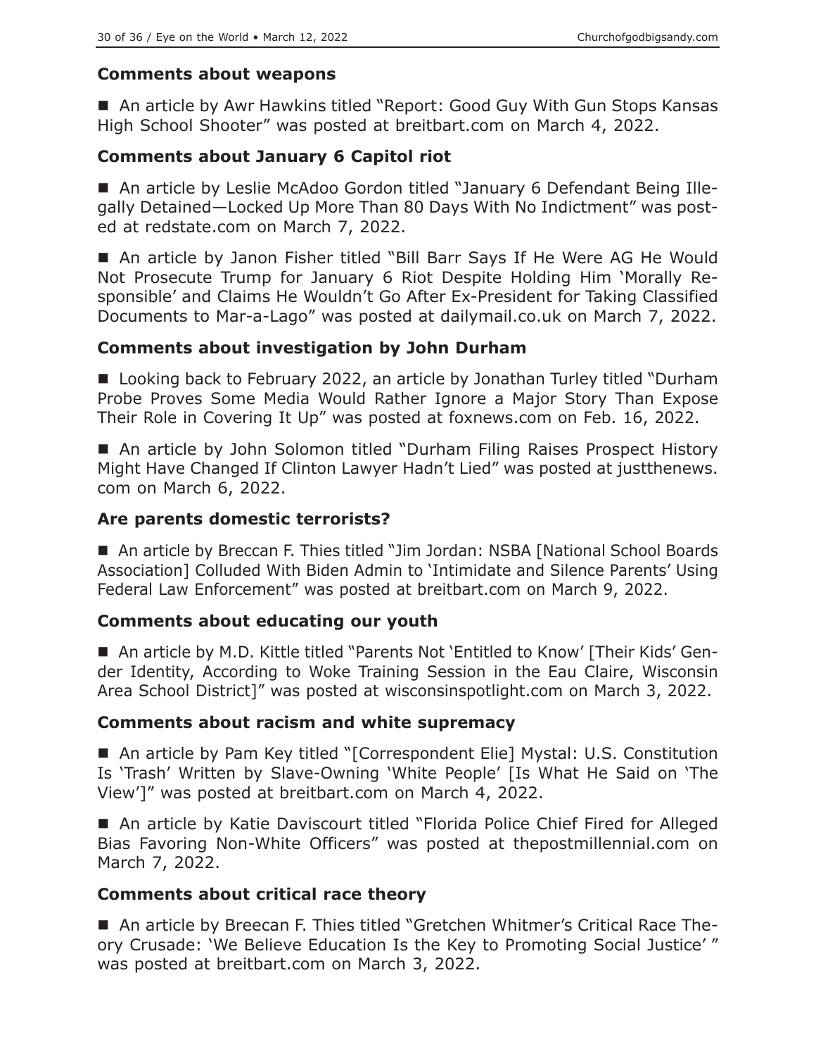### Comments about weapons

■ An article by Awr Hawkins titled "Report: Good Guy With Gun Stops Kansas High School Shooter" was posted at breitbart.com on March 4, 2022.

### Comments about January 6 Capitol riot

■ An article by Leslie McAdoo Gordon titled "January 6 Defendant Being Illegally Detained—Locked Up More Than 80 Days With No Indictment" was posted at redstate.com on March 7, 2022.

■ An article by Janon Fisher titled "Bill Barr Says If He Were AG He Would Not Prosecute Trump for January 6 Riot Despite Holding Him 'Morally Responsible' and Claims He Wouldn't Go After Ex-President for Taking Classified Documents to Mar-a-Lago" was posted at dailymail.co.uk on March 7, 2022.

### Comments about investigation by John Durham

■ Looking back to February 2022, an article by Jonathan Turley titled "Durham Probe Proves Some Media Would Rather Ignore a Major Story Than Expose Their Role in Covering It Up" was posted at foxnews.com on Feb. 16, 2022.

■ An article by John Solomon titled "Durham Filing Raises Prospect History Might Have Changed If Clinton Lawyer Hadn't Lied" was posted at justthenews.com on March 6, 2022.

### Are parents domestic terrorists?

■ An article by Breccan F. Thies titled "Jim Jordan: NSBA [National School Boards Association] Colluded With Biden Admin to 'Intimidate and Silence Parents' Using Federal Law Enforcement" was posted at breitbart.com on March 9, 2022.

### Comments about educating our youth

■ An article by M.D. Kittle titled "Parents Not 'Entitled to Know' [Their Kids' Gender Identity, According to Woke Training Session in the Eau Claire, Wisconsin Area School District]" was posted at wisconsinspotlight.com on March 3, 2022.

### Comments about racism and white supremacy

■ An article by Pam Key titled "[Correspondent Elie] Mystal: U.S. Constitution Is 'Trash' Written by Slave-Owning 'White People' [Is What He Said on 'The View']" was posted at breitbart.com on March 4, 2022.

■ An article by Katie Daviscourt titled "Florida Police Chief Fired for Alleged Bias Favoring Non-White Officers" was posted at thepostmillennial.com on March 7, 2022.

### Comments about critical race theory

■ An article by Breecan F. Thies titled "Gretchen Whitmer's Critical Race Theory Crusade: 'We Believe Education Is the Key to Promoting Social Justice' " was posted at breitbart.com on March 3, 2022.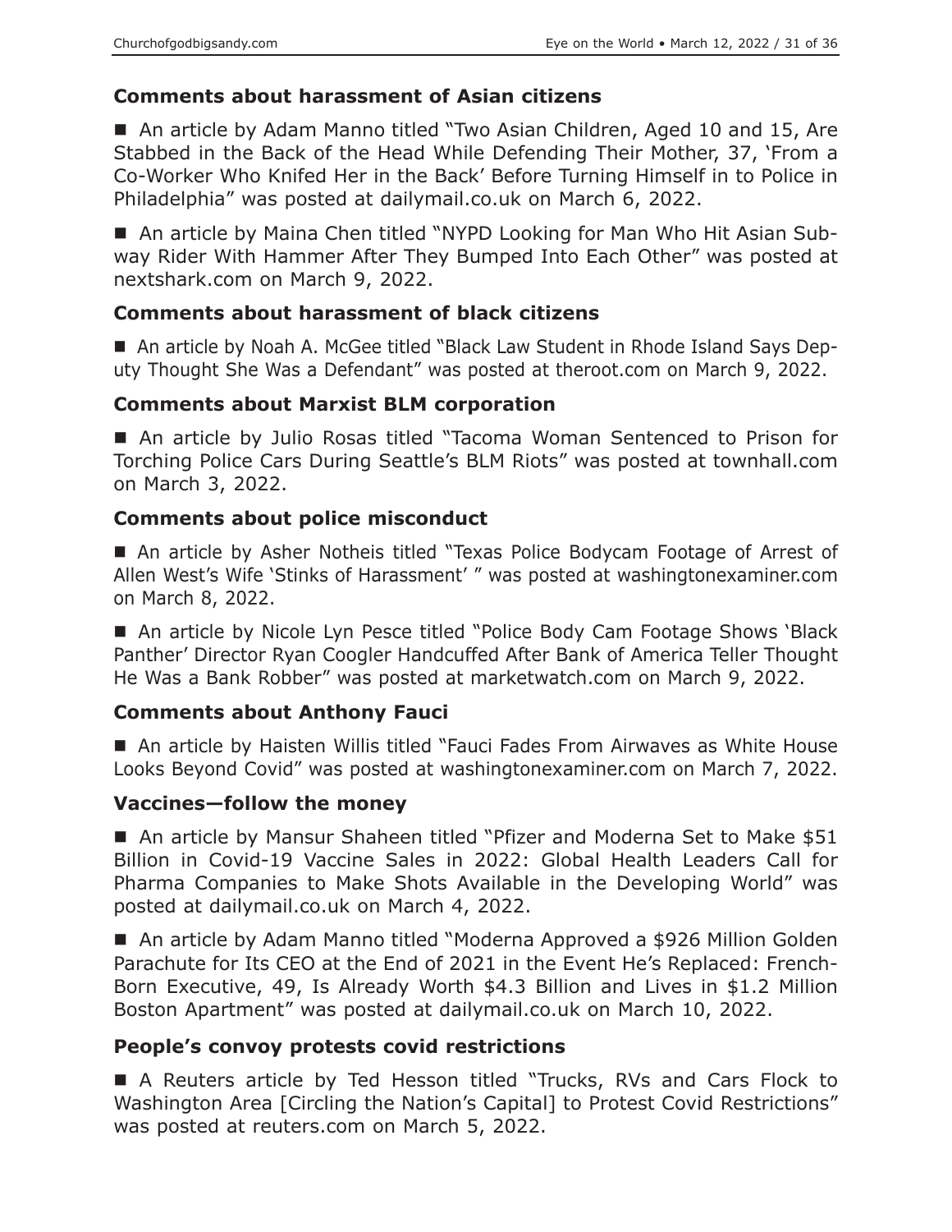### Comments about harassment of Asian citizens

■ An article by Adam Manno titled "Two Asian Children, Aged 10 and 15, Are Stabbed in the Back of the Head While Defending Their Mother, 37, 'From a Co-Worker Who Knifed Her in the Back' Before Turning Himself in to Police in Philadelphia" was posted at dailymail.co.uk on March 6, 2022.

■ An article by Maina Chen titled "NYPD Looking for Man Who Hit Asian Subway Rider With Hammer After They Bumped Into Each Other" was posted at nextshark.com on March 9, 2022.

### Comments about harassment of black citizens

■ An article by Noah A. McGee titled "Black Law Student in Rhode Island Says Deputy Thought She Was a Defendant" was posted at theroot.com on March 9, 2022.

### Comments about Marxist BLM corporation

■ An article by Julio Rosas titled "Tacoma Woman Sentenced to Prison for Torching Police Cars During Seattle's BLM Riots" was posted at townhall.com on March 3, 2022.

### Comments about police misconduct

■ An article by Asher Notheis titled "Texas Police Bodycam Footage of Arrest of Allen West's Wife 'Stinks of Harassment' " was posted at washingtonexaminer.com on March 8, 2022.

■ An article by Nicole Lyn Pesce titled "Police Body Cam Footage Shows 'Black Panther' Director Ryan Coogler Handcuffed After Bank of America Teller Thought He Was a Bank Robber" was posted at marketwatch.com on March 9, 2022.

### Comments about Anthony Fauci

■ An article by Haisten Willis titled "Fauci Fades From Airwaves as White House Looks Beyond Covid" was posted at washingtonexaminer.com on March 7, 2022.

### Vaccines—follow the money

■ An article by Mansur Shaheen titled "Pfizer and Moderna Set to Make $51 Billion in Covid-19 Vaccine Sales in 2022: Global Health Leaders Call for Pharma Companies to Make Shots Available in the Developing World" was posted at dailymail.co.uk on March 4, 2022.

■ An article by Adam Manno titled "Moderna Approved a $926 Million Golden Parachute for Its CEO at the End of 2021 in the Event He's Replaced: French-Born Executive, 49, Is Already Worth $4.3 Billion and Lives in $1.2 Million Boston Apartment" was posted at dailymail.co.uk on March 10, 2022.

### People's convoy protests covid restrictions

■ A Reuters article by Ted Hesson titled "Trucks, RVs and Cars Flock to Washington Area [Circling the Nation's Capital] to Protest Covid Restrictions" was posted at reuters.com on March 5, 2022.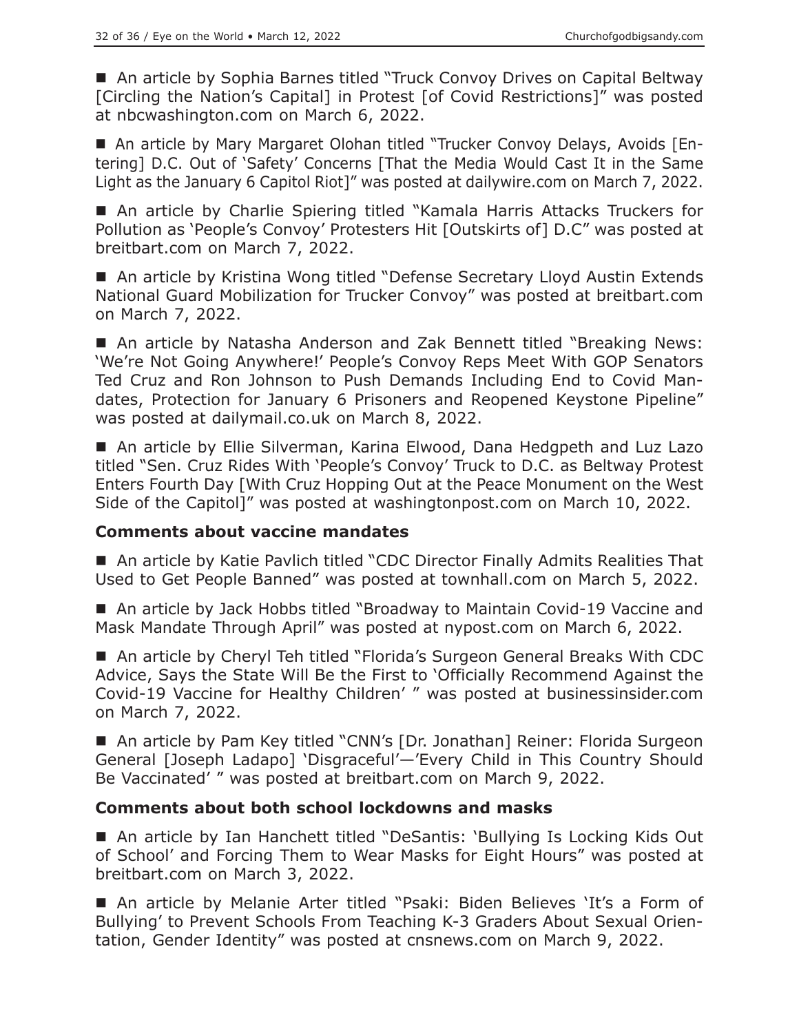■ An article by Sophia Barnes titled "Truck Convoy Drives on Capital Beltway [Circling the Nation's Capital] in Protest [of Covid Restrictions]" was posted at nbcwashington.com on March 6, 2022.

■ An article by Mary Margaret Olohan titled "Trucker Convoy Delays, Avoids [Entering] D.C. Out of 'Safety' Concerns [That the Media Would Cast It in the Same Light as the January 6 Capitol Riot]" was posted at dailywire.com on March 7, 2022.

■ An article by Charlie Spiering titled "Kamala Harris Attacks Truckers for Pollution as 'People's Convoy' Protesters Hit [Outskirts of] D.C" was posted at breitbart.com on March 7, 2022.

■ An article by Kristina Wong titled "Defense Secretary Lloyd Austin Extends National Guard Mobilization for Trucker Convoy" was posted at breitbart.com on March 7, 2022.

■ An article by Natasha Anderson and Zak Bennett titled "Breaking News: 'We're Not Going Anywhere!' People's Convoy Reps Meet With GOP Senators Ted Cruz and Ron Johnson to Push Demands Including End to Covid Mandates, Protection for January 6 Prisoners and Reopened Keystone Pipeline" was posted at dailymail.co.uk on March 8, 2022.

■ An article by Ellie Silverman, Karina Elwood, Dana Hedgpeth and Luz Lazo titled "Sen. Cruz Rides With 'People's Convoy' Truck to D.C. as Beltway Protest Enters Fourth Day [With Cruz Hopping Out at the Peace Monument on the West Side of the Capitol]" was posted at washingtonpost.com on March 10, 2022.

### Comments about vaccine mandates

■ An article by Katie Pavlich titled "CDC Director Finally Admits Realities That Used to Get People Banned" was posted at townhall.com on March 5, 2022.

■ An article by Jack Hobbs titled "Broadway to Maintain Covid-19 Vaccine and Mask Mandate Through April" was posted at nypost.com on March 6, 2022.

■ An article by Cheryl Teh titled "Florida's Surgeon General Breaks With CDC Advice, Says the State Will Be the First to 'Officially Recommend Against the Covid-19 Vaccine for Healthy Children' " was posted at businessinsider.com on March 7, 2022.

■ An article by Pam Key titled "CNN's [Dr. Jonathan] Reiner: Florida Surgeon General [Joseph Ladapo] 'Disgraceful'—'Every Child in This Country Should Be Vaccinated' " was posted at breitbart.com on March 9, 2022.

### Comments about both school lockdowns and masks

■ An article by Ian Hanchett titled "DeSantis: 'Bullying Is Locking Kids Out of School' and Forcing Them to Wear Masks for Eight Hours" was posted at breitbart.com on March 3, 2022.

■ An article by Melanie Arter titled "Psaki: Biden Believes 'It's a Form of Bullying' to Prevent Schools From Teaching K-3 Graders About Sexual Orientation, Gender Identity" was posted at cnsnews.com on March 9, 2022.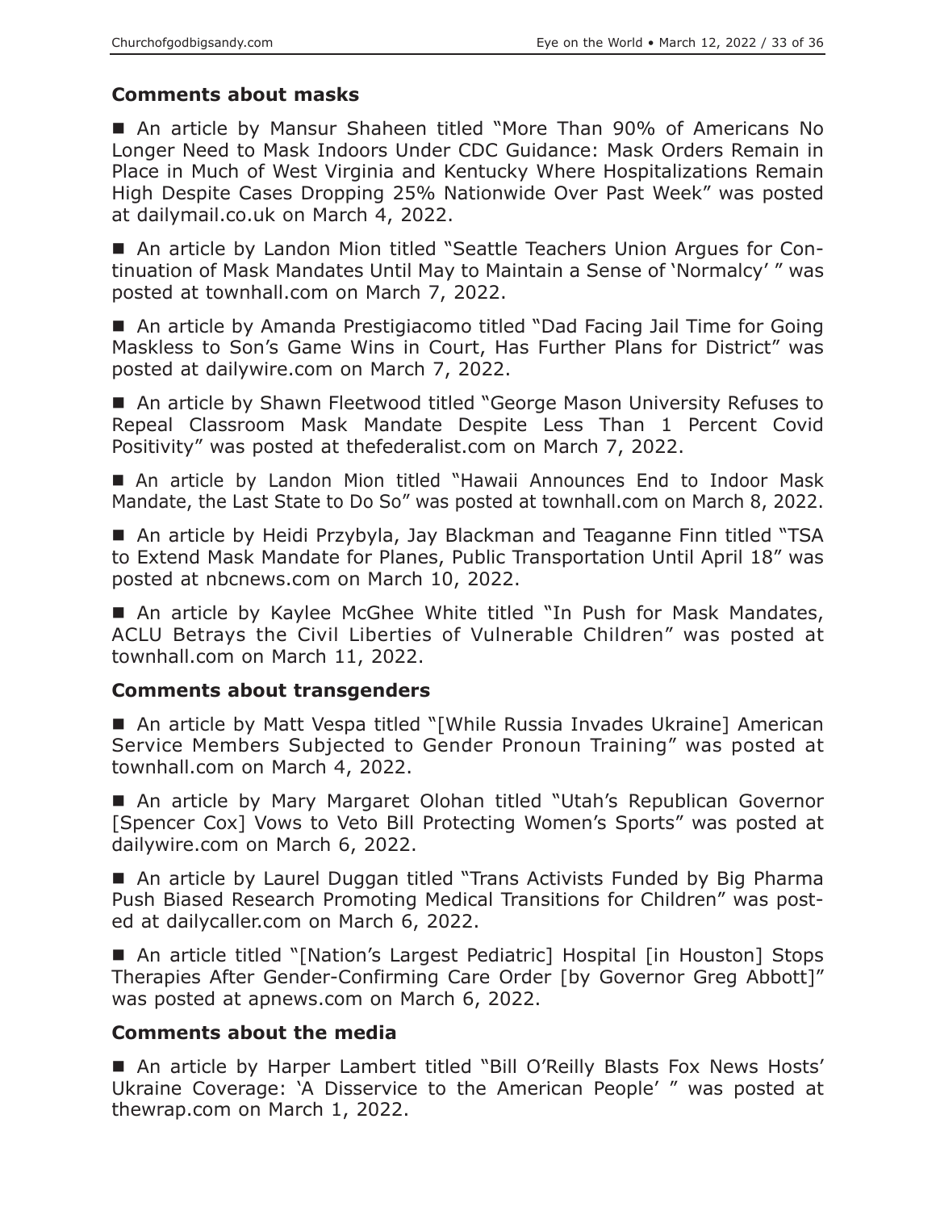### Comments about masks

- An article by Mansur Shaheen titled "More Than 90% of Americans No Longer Need to Mask Indoors Under CDC Guidance: Mask Orders Remain in Place in Much of West Virginia and Kentucky Where Hospitalizations Remain High Despite Cases Dropping 25% Nationwide Over Past Week" was posted at dailymail.co.uk on March 4, 2022.

- An article by Landon Mion titled "Seattle Teachers Union Argues for Continuation of Mask Mandates Until May to Maintain a Sense of 'Normalcy' " was posted at townhall.com on March 7, 2022.

- An article by Amanda Prestigiacomo titled "Dad Facing Jail Time for Going Maskless to Son's Game Wins in Court, Has Further Plans for District" was posted at dailywire.com on March 7, 2022.

- An article by Shawn Fleetwood titled "George Mason University Refuses to Repeal Classroom Mask Mandate Despite Less Than 1 Percent Covid Positivity" was posted at thefederalist.com on March 7, 2022.

- An article by Landon Mion titled "Hawaii Announces End to Indoor Mask Mandate, the Last State to Do So" was posted at townhall.com on March 8, 2022.

- An article by Heidi Przybyla, Jay Blackman and Teaganne Finn titled "TSA to Extend Mask Mandate for Planes, Public Transportation Until April 18" was posted at nbcnews.com on March 10, 2022.

- An article by Kaylee McGhee White titled "In Push for Mask Mandates, ACLU Betrays the Civil Liberties of Vulnerable Children" was posted at townhall.com on March 11, 2022.

### Comments about transgenders

- An article by Matt Vespa titled "[While Russia Invades Ukraine] American Service Members Subjected to Gender Pronoun Training" was posted at townhall.com on March 4, 2022.

- An article by Mary Margaret Olohan titled "Utah's Republican Governor [Spencer Cox] Vows to Veto Bill Protecting Women's Sports" was posted at dailywire.com on March 6, 2022.

- An article by Laurel Duggan titled "Trans Activists Funded by Big Pharma Push Biased Research Promoting Medical Transitions for Children" was posted at dailycaller.com on March 6, 2022.

- An article titled "[Nation's Largest Pediatric] Hospital [in Houston] Stops Therapies After Gender-Confirming Care Order [by Governor Greg Abbott]" was posted at apnews.com on March 6, 2022.

### Comments about the media

- An article by Harper Lambert titled "Bill O'Reilly Blasts Fox News Hosts' Ukraine Coverage: 'A Disservice to the American People' " was posted at thewrap.com on March 1, 2022.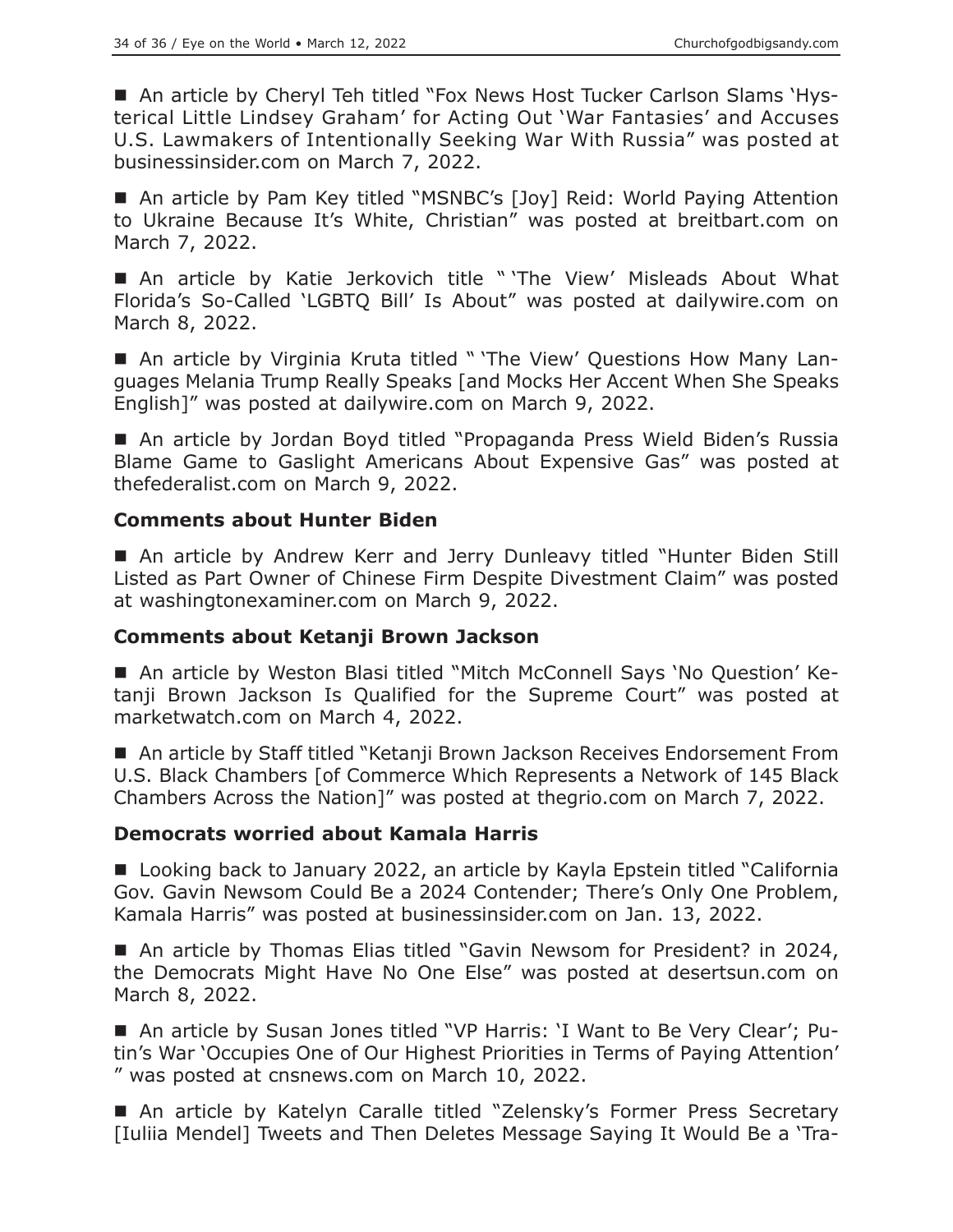■ An article by Cheryl Teh titled "Fox News Host Tucker Carlson Slams 'Hysterical Little Lindsey Graham' for Acting Out 'War Fantasies' and Accuses U.S. Lawmakers of Intentionally Seeking War With Russia" was posted at businessinsider.com on March 7, 2022.

■ An article by Pam Key titled "MSNBC's [Joy] Reid: World Paying Attention to Ukraine Because It's White, Christian" was posted at breitbart.com on March 7, 2022.

■ An article by Katie Jerkovich title " 'The View' Misleads About What Florida's So-Called 'LGBTQ Bill' Is About" was posted at dailywire.com on March 8, 2022.

■ An article by Virginia Kruta titled " 'The View' Questions How Many Languages Melania Trump Really Speaks [and Mocks Her Accent When She Speaks English]" was posted at dailywire.com on March 9, 2022.

■ An article by Jordan Boyd titled "Propaganda Press Wield Biden's Russia Blame Game to Gaslight Americans About Expensive Gas" was posted at thefederalist.com on March 9, 2022.

### Comments about Hunter Biden

■ An article by Andrew Kerr and Jerry Dunleavy titled "Hunter Biden Still Listed as Part Owner of Chinese Firm Despite Divestment Claim" was posted at washingtonexaminer.com on March 9, 2022.

### Comments about Ketanji Brown Jackson

■ An article by Weston Blasi titled "Mitch McConnell Says 'No Question' Ketanji Brown Jackson Is Qualified for the Supreme Court" was posted at marketwatch.com on March 4, 2022.

■ An article by Staff titled "Ketanji Brown Jackson Receives Endorsement From U.S. Black Chambers [of Commerce Which Represents a Network of 145 Black Chambers Across the Nation]" was posted at thegrio.com on March 7, 2022.

### Democrats worried about Kamala Harris

■ Looking back to January 2022, an article by Kayla Epstein titled "California Gov. Gavin Newsom Could Be a 2024 Contender; There's Only One Problem, Kamala Harris" was posted at businessinsider.com on Jan. 13, 2022.

■ An article by Thomas Elias titled "Gavin Newsom for President? in 2024, the Democrats Might Have No One Else" was posted at desertsun.com on March 8, 2022.

■ An article by Susan Jones titled "VP Harris: 'I Want to Be Very Clear'; Putin's War 'Occupies One of Our Highest Priorities in Terms of Paying Attention' " was posted at cnsnews.com on March 10, 2022.

■ An article by Katelyn Caralle titled "Zelensky's Former Press Secretary [Iuliia Mendel] Tweets and Then Deletes Message Saying It Would Be a 'Tra-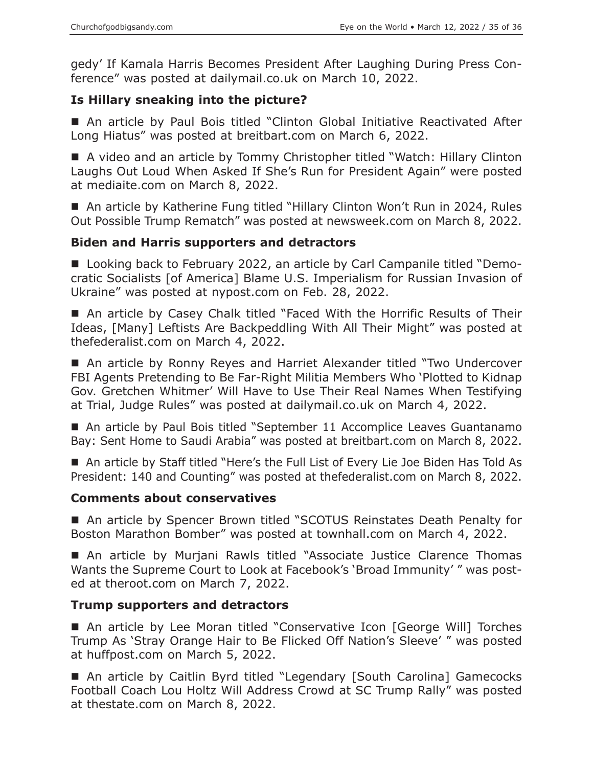gedy' If Kamala Harris Becomes President After Laughing During Press Conference" was posted at dailymail.co.uk on March 10, 2022.

### Is Hillary sneaking into the picture?

- An article by Paul Bois titled "Clinton Global Initiative Reactivated After Long Hiatus" was posted at breitbart.com on March 6, 2022.

- A video and an article by Tommy Christopher titled "Watch: Hillary Clinton Laughs Out Loud When Asked If She's Run for President Again" were posted at mediaite.com on March 8, 2022.

- An article by Katherine Fung titled "Hillary Clinton Won't Run in 2024, Rules Out Possible Trump Rematch" was posted at newsweek.com on March 8, 2022.

### Biden and Harris supporters and detractors

- Looking back to February 2022, an article by Carl Campanile titled "Democratic Socialists [of America] Blame U.S. Imperialism for Russian Invasion of Ukraine" was posted at nypost.com on Feb. 28, 2022.

- An article by Casey Chalk titled "Faced With the Horrific Results of Their Ideas, [Many] Leftists Are Backpeddling With All Their Might" was posted at thefederalist.com on March 4, 2022.

- An article by Ronny Reyes and Harriet Alexander titled "Two Undercover FBI Agents Pretending to Be Far-Right Militia Members Who 'Plotted to Kidnap Gov. Gretchen Whitmer' Will Have to Use Their Real Names When Testifying at Trial, Judge Rules" was posted at dailymail.co.uk on March 4, 2022.

- An article by Paul Bois titled "September 11 Accomplice Leaves Guantanamo Bay: Sent Home to Saudi Arabia" was posted at breitbart.com on March 8, 2022.

- An article by Staff titled "Here's the Full List of Every Lie Joe Biden Has Told As President: 140 and Counting" was posted at thefederalist.com on March 8, 2022.

### Comments about conservatives

- An article by Spencer Brown titled "SCOTUS Reinstates Death Penalty for Boston Marathon Bomber" was posted at townhall.com on March 4, 2022.

- An article by Murjani Rawls titled "Associate Justice Clarence Thomas Wants the Supreme Court to Look at Facebook's 'Broad Immunity' " was posted at theroot.com on March 7, 2022.

### Trump supporters and detractors

- An article by Lee Moran titled "Conservative Icon [George Will] Torches Trump As 'Stray Orange Hair to Be Flicked Off Nation's Sleeve' " was posted at huffpost.com on March 5, 2022.

- An article by Caitlin Byrd titled "Legendary [South Carolina] Gamecocks Football Coach Lou Holtz Will Address Crowd at SC Trump Rally" was posted at thestate.com on March 8, 2022.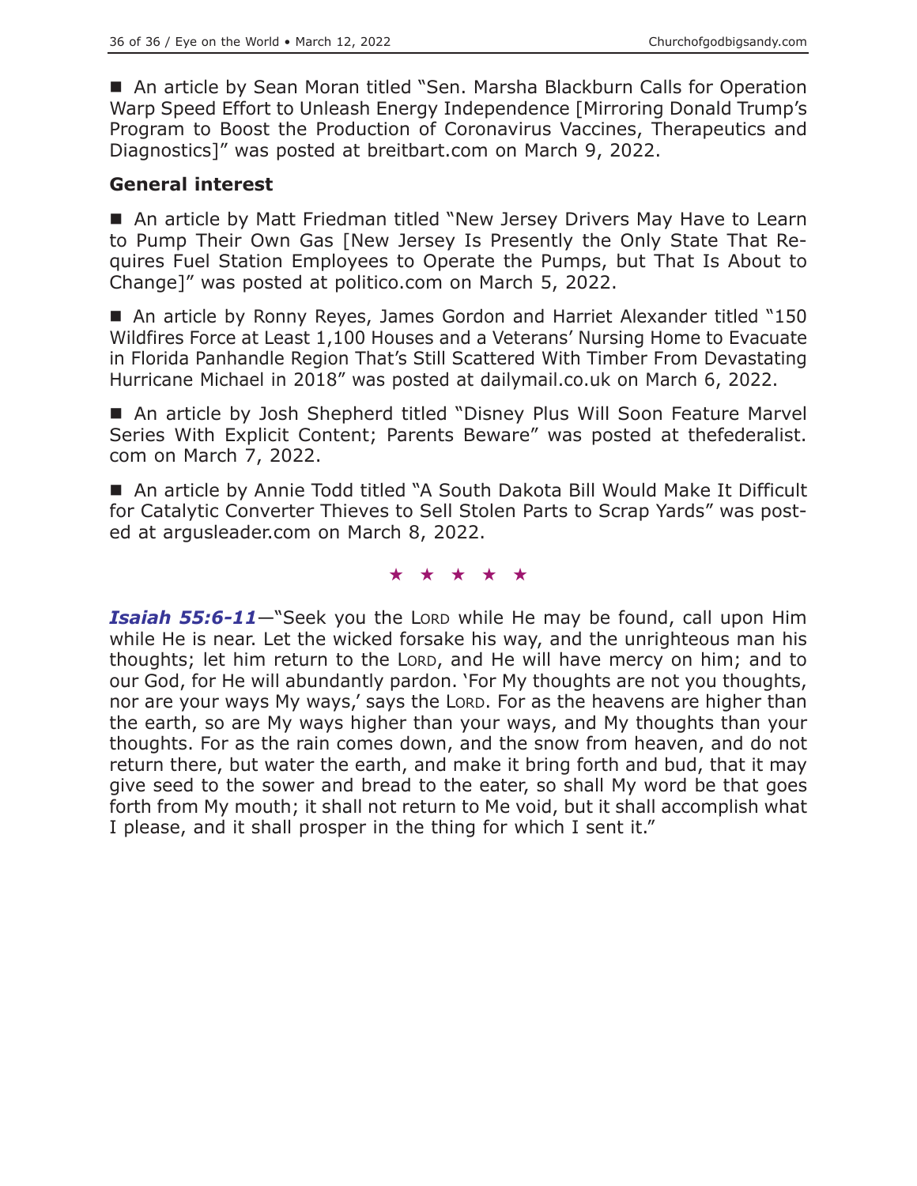■ An article by Sean Moran titled "Sen. Marsha Blackburn Calls for Operation Warp Speed Effort to Unleash Energy Independence [Mirroring Donald Trump's Program to Boost the Production of Coronavirus Vaccines, Therapeutics and Diagnostics]" was posted at breitbart.com on March 9, 2022.

### General interest

■ An article by Matt Friedman titled "New Jersey Drivers May Have to Learn to Pump Their Own Gas [New Jersey Is Presently the Only State That Requires Fuel Station Employees to Operate the Pumps, but That Is About to Change]" was posted at politico.com on March 5, 2022.

■ An article by Ronny Reyes, James Gordon and Harriet Alexander titled "150 Wildfires Force at Least 1,100 Houses and a Veterans' Nursing Home to Evacuate in Florida Panhandle Region That's Still Scattered With Timber From Devastating Hurricane Michael in 2018" was posted at dailymail.co.uk on March 6, 2022.

■ An article by Josh Shepherd titled "Disney Plus Will Soon Feature Marvel Series With Explicit Content; Parents Beware" was posted at thefederalist.com on March 7, 2022.

■ An article by Annie Todd titled "A South Dakota Bill Would Make It Difficult for Catalytic Converter Thieves to Sell Stolen Parts to Scrap Yards" was posted at argusleader.com on March 8, 2022.

★ ★ ★ ★ ★

***Isaiah 55:6-11***—"Seek you the LORD while He may be found, call upon Him while He is near. Let the wicked forsake his way, and the unrighteous man his thoughts; let him return to the LORD, and He will have mercy on him; and to our God, for He will abundantly pardon. 'For My thoughts are not you thoughts, nor are your ways My ways,' says the LORD. For as the heavens are higher than the earth, so are My ways higher than your ways, and My thoughts than your thoughts. For as the rain comes down, and the snow from heaven, and do not return there, but water the earth, and make it bring forth and bud, that it may give seed to the sower and bread to the eater, so shall My word be that goes forth from My mouth; it shall not return to Me void, but it shall accomplish what I please, and it shall prosper in the thing for which I sent it."